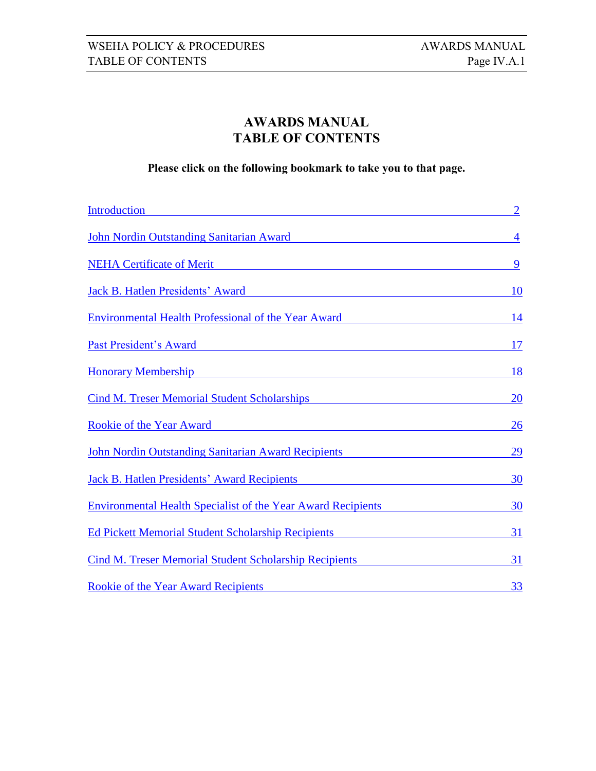# AWARDS MANUAL
# TABLE OF CONTENTS

**Please click on the following bookmark to take you to that page.**

| | |
|---|---|
| Introduction | 2 |
| John Nordin Outstanding Sanitarian Award | 4 |
| NEHA Certificate of Merit | 9 |
| Jack B. Hatlen Presidents' Award | 10 |
| Environmental Health Professional of the Year Award | 14 |
| Past President's Award | 17 |
| Honorary Membership | 18 |
| Cind M. Treser Memorial Student Scholarships | 20 |
| Rookie of the Year Award | 26 |
| John Nordin Outstanding Sanitarian Award Recipients | 29 |
| Jack B. Hatlen Presidents' Award Recipients | 30 |
| Environmental Health Specialist of the Year Award Recipients | 30 |
| Ed Pickett Memorial Student Scholarship Recipients | 31 |
| Cind M. Treser Memorial Student Scholarship Recipients | 31 |
| Rookie of the Year Award Recipients | 33 |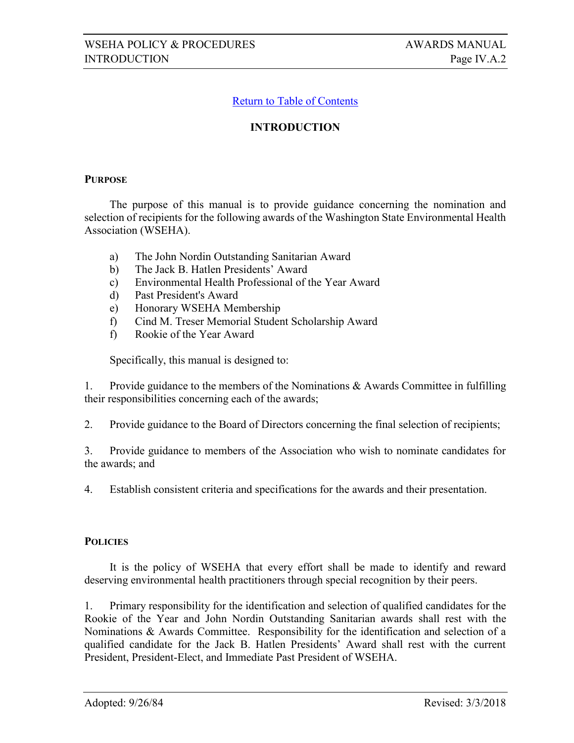Return to Table of Contents

## INTRODUCTION

### PURPOSE

The purpose of this manual is to provide guidance concerning the nomination and selection of recipients for the following awards of the Washington State Environmental Health Association (WSEHA).

a) The John Nordin Outstanding Sanitarian Award
b) The Jack B. Hatlen Presidents' Award
c) Environmental Health Professional of the Year Award
d) Past President's Award
e) Honorary WSEHA Membership
f) Cind M. Treser Memorial Student Scholarship Award
f) Rookie of the Year Award

Specifically, this manual is designed to:

1. Provide guidance to the members of the Nominations & Awards Committee in fulfilling their responsibilities concerning each of the awards;

2. Provide guidance to the Board of Directors concerning the final selection of recipients;

3. Provide guidance to members of the Association who wish to nominate candidates for the awards; and

4. Establish consistent criteria and specifications for the awards and their presentation.

### POLICIES

It is the policy of WSEHA that every effort shall be made to identify and reward deserving environmental health practitioners through special recognition by their peers.

1. Primary responsibility for the identification and selection of qualified candidates for the Rookie of the Year and John Nordin Outstanding Sanitarian awards shall rest with the Nominations & Awards Committee. Responsibility for the identification and selection of a qualified candidate for the Jack B. Hatlen Presidents' Award shall rest with the current President, President-Elect, and Immediate Past President of WSEHA.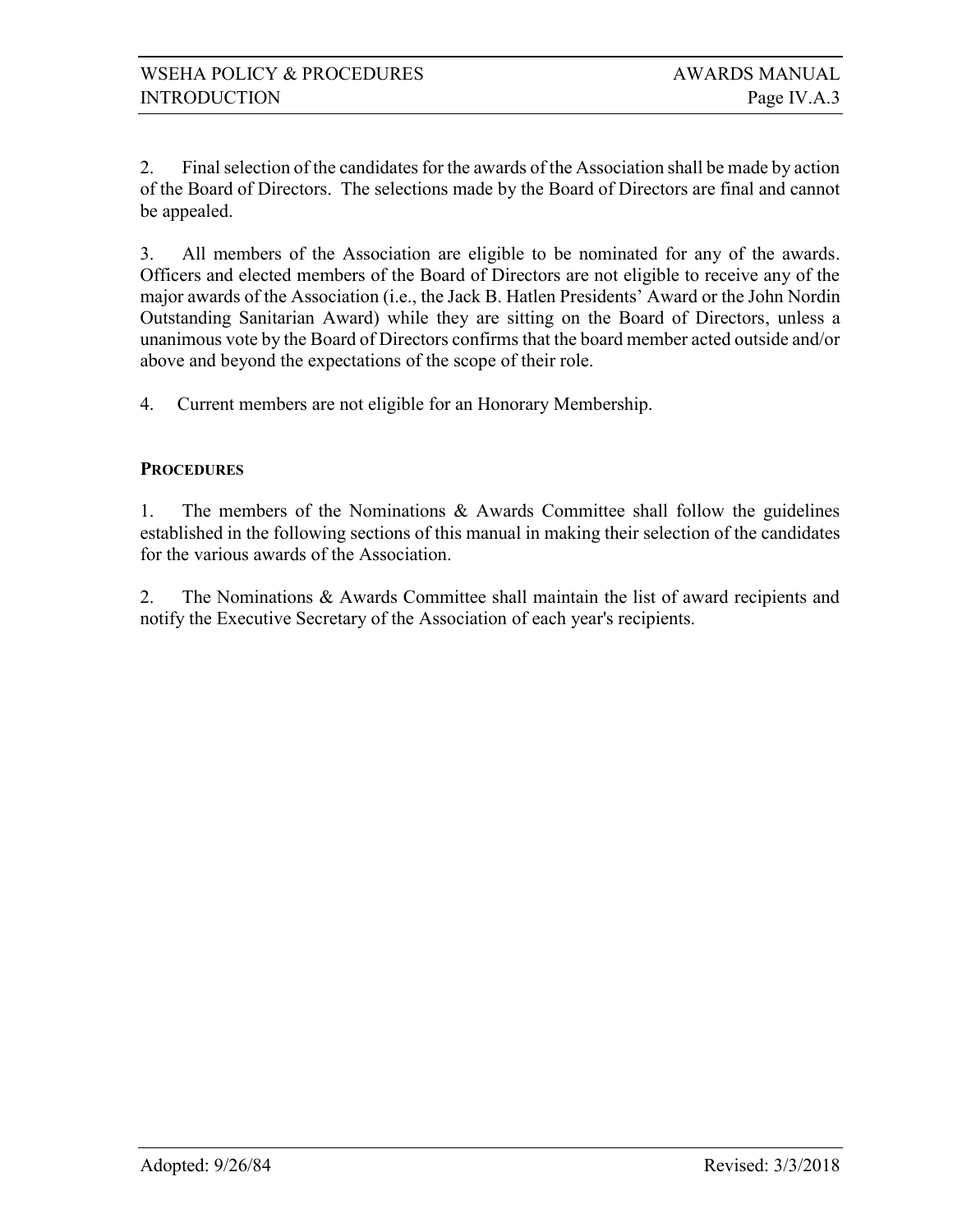2. Final selection of the candidates for the awards of the Association shall be made by action of the Board of Directors. The selections made by the Board of Directors are final and cannot be appealed.

3. All members of the Association are eligible to be nominated for any of the awards. Officers and elected members of the Board of Directors are not eligible to receive any of the major awards of the Association (i.e., the Jack B. Hatlen Presidents' Award or the John Nordin Outstanding Sanitarian Award) while they are sitting on the Board of Directors, unless a unanimous vote by the Board of Directors confirms that the board member acted outside and/or above and beyond the expectations of the scope of their role.

4. Current members are not eligible for an Honorary Membership.

**PROCEDURES**

1. The members of the Nominations & Awards Committee shall follow the guidelines established in the following sections of this manual in making their selection of the candidates for the various awards of the Association.

2. The Nominations & Awards Committee shall maintain the list of award recipients and notify the Executive Secretary of the Association of each year's recipients.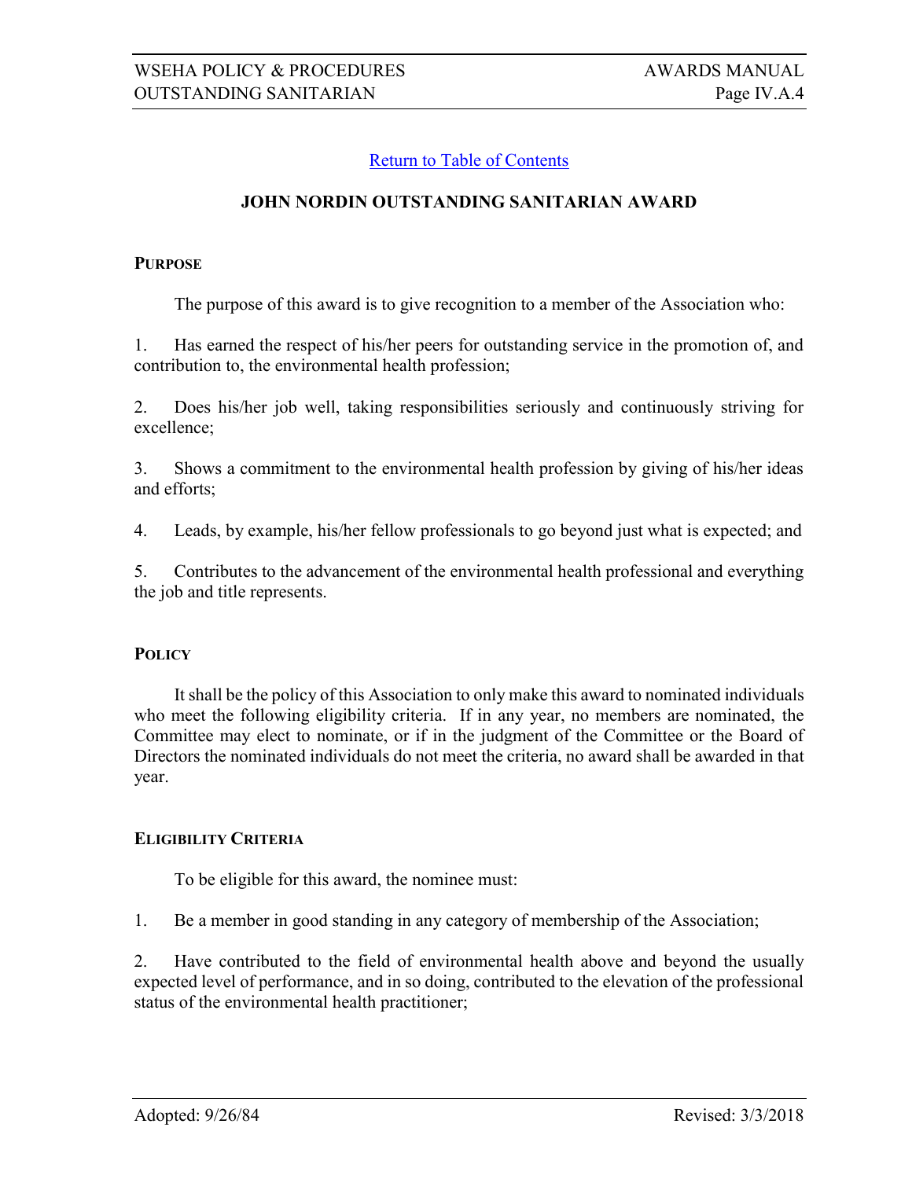[Return to Table of Contents](#)

## JOHN NORDIN OUTSTANDING SANITARIAN AWARD

### PURPOSE

The purpose of this award is to give recognition to a member of the Association who:

1. Has earned the respect of his/her peers for outstanding service in the promotion of, and contribution to, the environmental health profession;

2. Does his/her job well, taking responsibilities seriously and continuously striving for excellence;

3. Shows a commitment to the environmental health profession by giving of his/her ideas and efforts;

4. Leads, by example, his/her fellow professionals to go beyond just what is expected; and

5. Contributes to the advancement of the environmental health professional and everything the job and title represents.

### POLICY

It shall be the policy of this Association to only make this award to nominated individuals who meet the following eligibility criteria. If in any year, no members are nominated, the Committee may elect to nominate, or if in the judgment of the Committee or the Board of Directors the nominated individuals do not meet the criteria, no award shall be awarded in that year.

### ELIGIBILITY CRITERIA

To be eligible for this award, the nominee must:

1. Be a member in good standing in any category of membership of the Association;

2. Have contributed to the field of environmental health above and beyond the usually expected level of performance, and in so doing, contributed to the elevation of the professional status of the environmental health practitioner;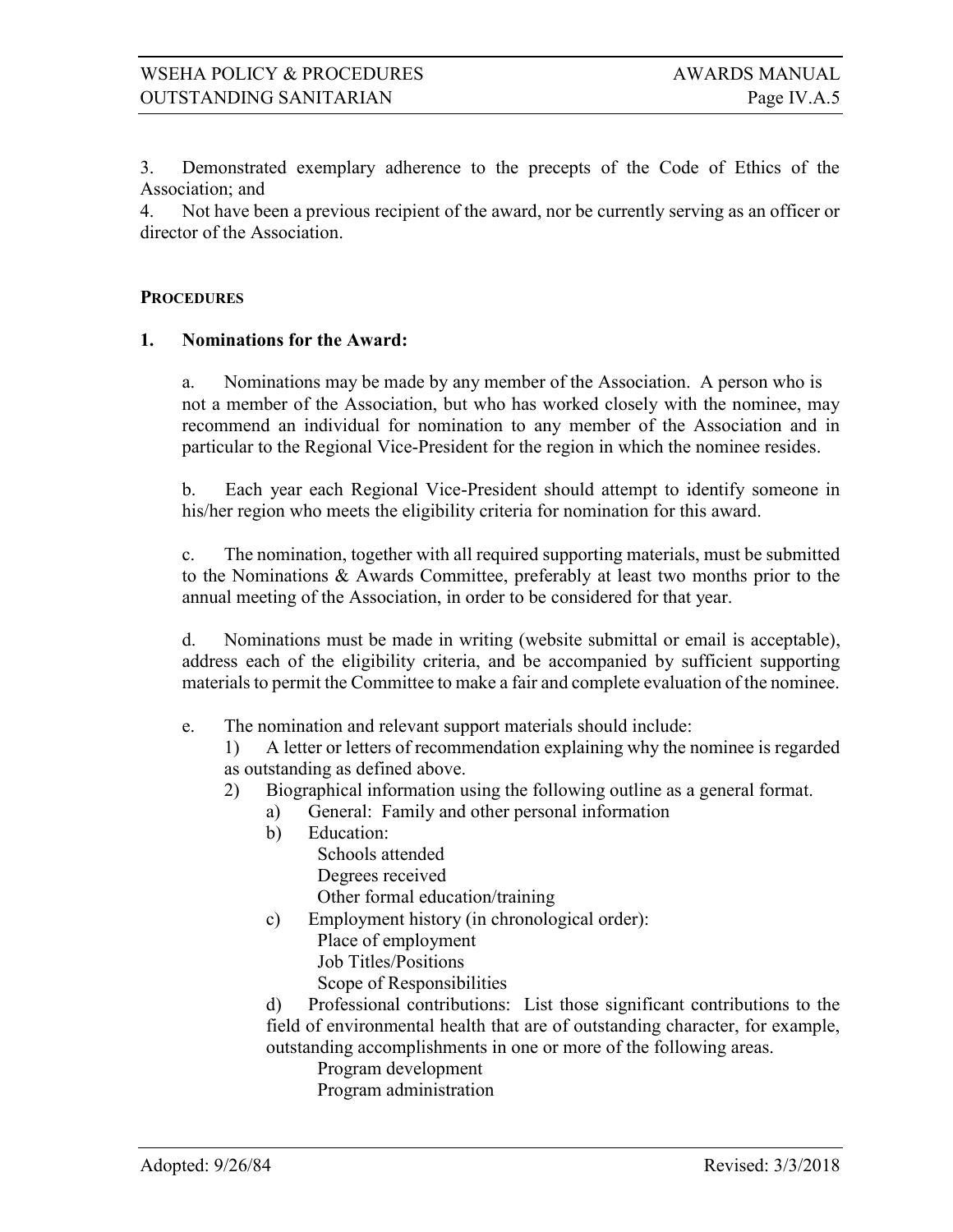3. Demonstrated exemplary adherence to the precepts of the Code of Ethics of the Association; and

4. Not have been a previous recipient of the award, nor be currently serving as an officer or director of the Association.

## PROCEDURES

### 1. Nominations for the Award:

a. Nominations may be made by any member of the Association. A person who is not a member of the Association, but who has worked closely with the nominee, may recommend an individual for nomination to any member of the Association and in particular to the Regional Vice-President for the region in which the nominee resides.

b. Each year each Regional Vice-President should attempt to identify someone in his/her region who meets the eligibility criteria for nomination for this award.

c. The nomination, together with all required supporting materials, must be submitted to the Nominations & Awards Committee, preferably at least two months prior to the annual meeting of the Association, in order to be considered for that year.

d. Nominations must be made in writing (website submittal or email is acceptable), address each of the eligibility criteria, and be accompanied by sufficient supporting materials to permit the Committee to make a fair and complete evaluation of the nominee.

e. The nomination and relevant support materials should include:

1) A letter or letters of recommendation explaining why the nominee is regarded as outstanding as defined above.

2) Biographical information using the following outline as a general format.

a) General: Family and other personal information

b) Education:
   - Schools attended
   - Degrees received
   - Other formal education/training

c) Employment history (in chronological order):
   - Place of employment
   - Job Titles/Positions
   - Scope of Responsibilities

d) Professional contributions: List those significant contributions to the field of environmental health that are of outstanding character, for example, outstanding accomplishments in one or more of the following areas.
   - Program development
   - Program administration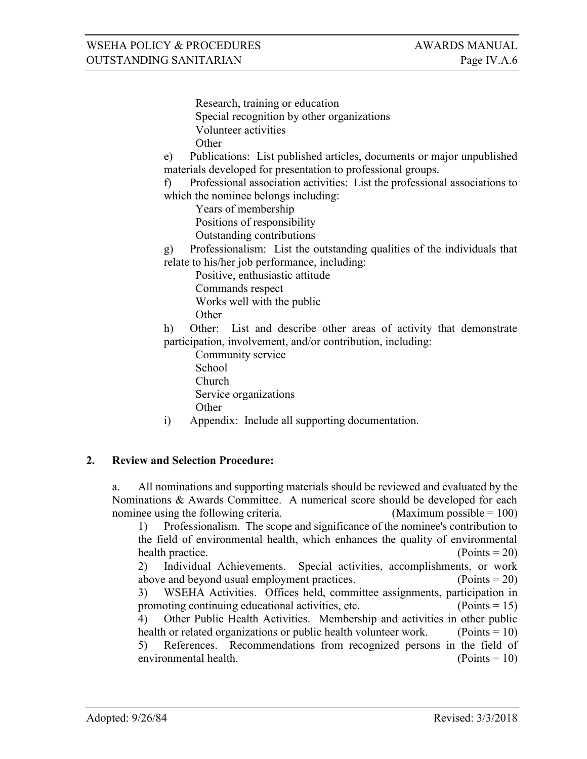Research, training or education
Special recognition by other organizations
Volunteer activities
Other

e) Publications: List published articles, documents or major unpublished materials developed for presentation to professional groups.

f) Professional association activities: List the professional associations to which the nominee belongs including:

Years of membership
Positions of responsibility
Outstanding contributions

g) Professionalism: List the outstanding qualities of the individuals that relate to his/her job performance, including:

Positive, enthusiastic attitude
Commands respect
Works well with the public
Other

h) Other: List and describe other areas of activity that demonstrate participation, involvement, and/or contribution, including:

Community service
School
Church
Service organizations
Other

i) Appendix: Include all supporting documentation.

## 2. Review and Selection Procedure:

a. All nominations and supporting materials should be reviewed and evaluated by the Nominations & Awards Committee. A numerical score should be developed for each nominee using the following criteria. (Maximum possible = 100)

1) Professionalism. The scope and significance of the nominee's contribution to the field of environmental health, which enhances the quality of environmental health practice. (Points = 20)

2) Individual Achievements. Special activities, accomplishments, or work above and beyond usual employment practices. (Points = 20)

3) WSEHA Activities. Offices held, committee assignments, participation in promoting continuing educational activities, etc. (Points = 15)

4) Other Public Health Activities. Membership and activities in other public health or related organizations or public health volunteer work. (Points = 10)

5) References. Recommendations from recognized persons in the field of environmental health. (Points = 10)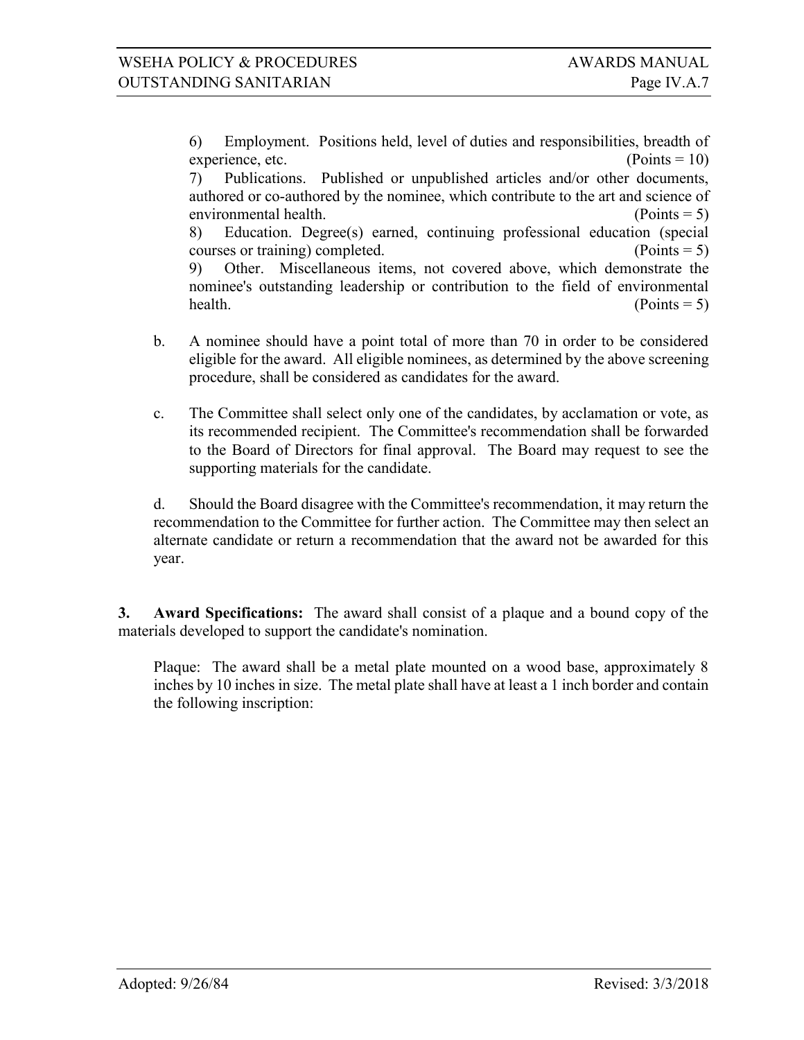6) Employment. Positions held, level of duties and responsibilities, breadth of experience, etc. (Points = 10)

7) Publications. Published or unpublished articles and/or other documents, authored or co-authored by the nominee, which contribute to the art and science of environmental health. (Points = 5)

8) Education. Degree(s) earned, continuing professional education (special courses or training) completed. (Points = 5)

9) Other. Miscellaneous items, not covered above, which demonstrate the nominee's outstanding leadership or contribution to the field of environmental health. (Points = 5)

b. A nominee should have a point total of more than 70 in order to be considered eligible for the award. All eligible nominees, as determined by the above screening procedure, shall be considered as candidates for the award.

c. The Committee shall select only one of the candidates, by acclamation or vote, as its recommended recipient. The Committee's recommendation shall be forwarded to the Board of Directors for final approval. The Board may request to see the supporting materials for the candidate.

d. Should the Board disagree with the Committee's recommendation, it may return the recommendation to the Committee for further action. The Committee may then select an alternate candidate or return a recommendation that the award not be awarded for this year.

**3. Award Specifications:** The award shall consist of a plaque and a bound copy of the materials developed to support the candidate's nomination.

Plaque: The award shall be a metal plate mounted on a wood base, approximately 8 inches by 10 inches in size. The metal plate shall have at least a 1 inch border and contain the following inscription: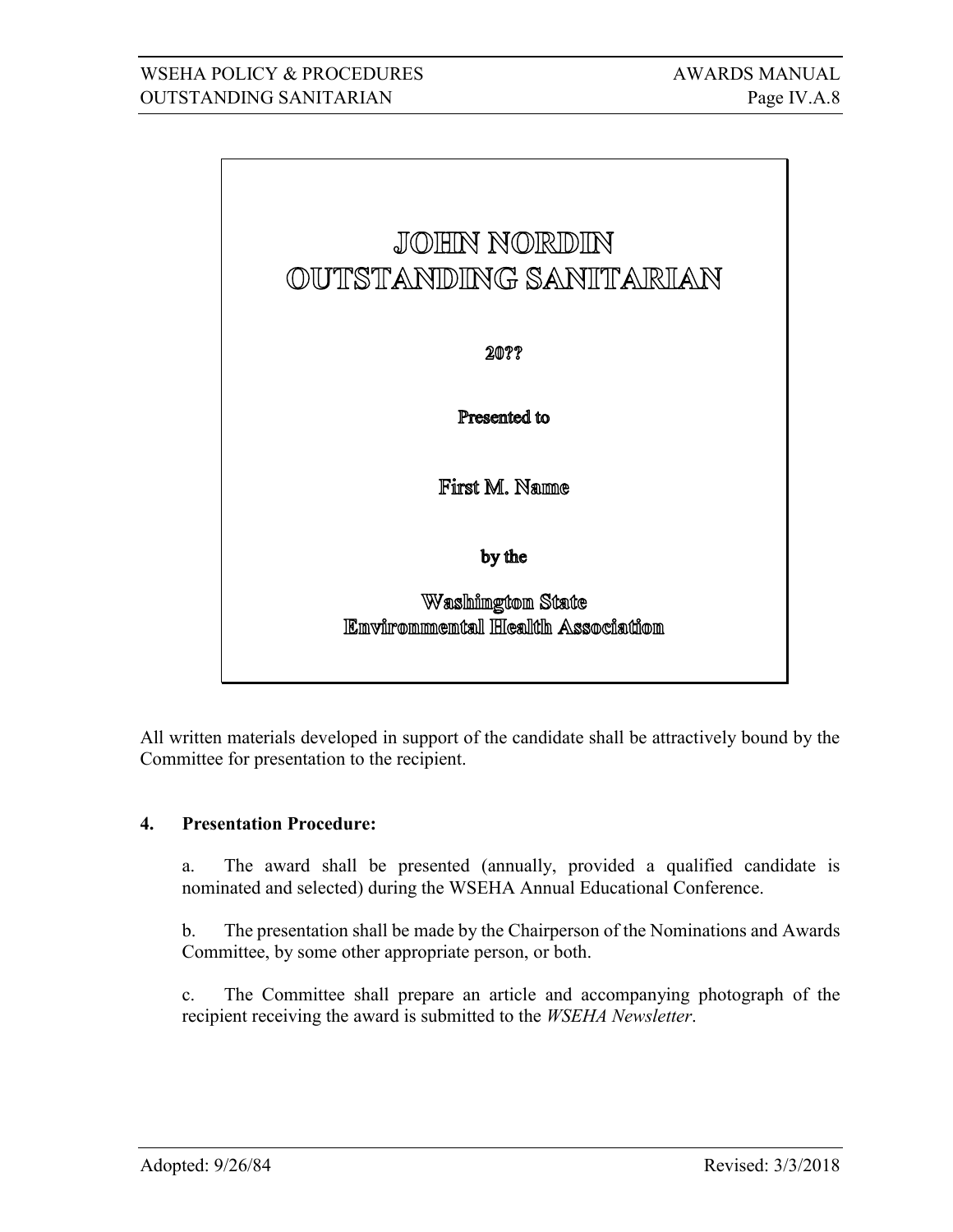> **JOHN NORDIN**
> **OUTSTANDING SANITARIAN**
>
> **20??**
>
> **Presented to**
>
> **First M. Name**
>
> **by the**
>
> **Washington State**
> **Environmental Health Association**

All written materials developed in support of the candidate shall be attractively bound by the Committee for presentation to the recipient.

**4. Presentation Procedure:**

a. The award shall be presented (annually, provided a qualified candidate is nominated and selected) during the WSEHA Annual Educational Conference.

b. The presentation shall be made by the Chairperson of the Nominations and Awards Committee, by some other appropriate person, or both.

c. The Committee shall prepare an article and accompanying photograph of the recipient receiving the award is submitted to the *WSEHA Newsletter*.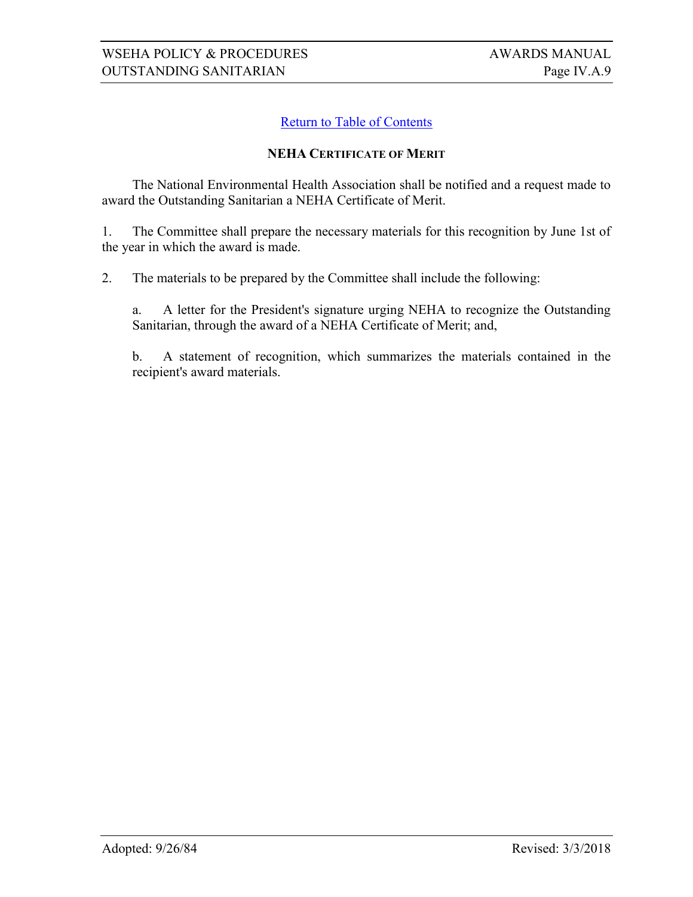[Return to Table of Contents]

## NEHA CERTIFICATE OF MERIT

The National Environmental Health Association shall be notified and a request made to award the Outstanding Sanitarian a NEHA Certificate of Merit.

1. The Committee shall prepare the necessary materials for this recognition by June 1st of the year in which the award is made.

2. The materials to be prepared by the Committee shall include the following:

   a. A letter for the President's signature urging NEHA to recognize the Outstanding Sanitarian, through the award of a NEHA Certificate of Merit; and,

   b. A statement of recognition, which summarizes the materials contained in the recipient's award materials.

Adopted: 9/26/84 | Revised: 3/3/2018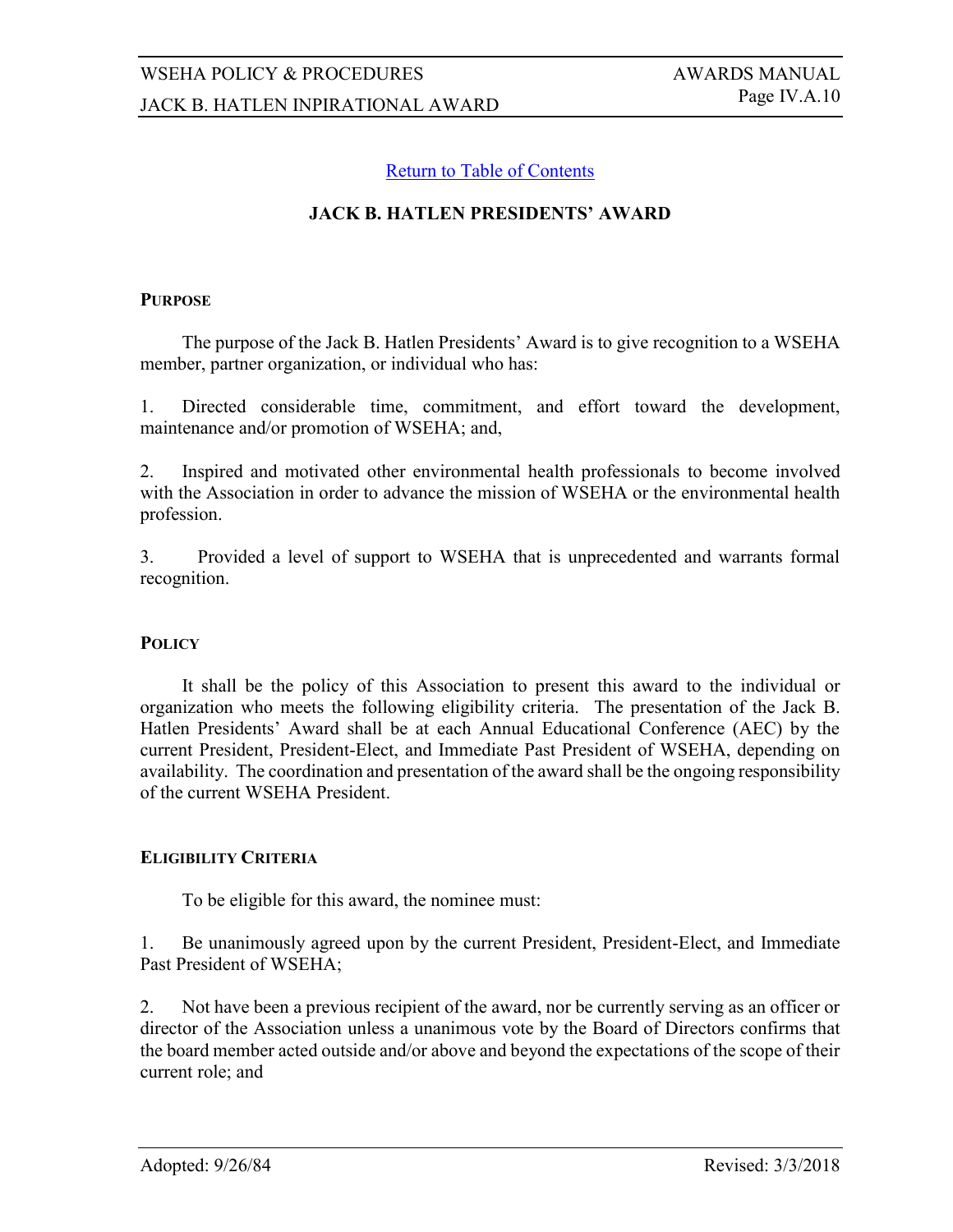Return to Table of Contents

## JACK B. HATLEN PRESIDENTS' AWARD

### PURPOSE

The purpose of the Jack B. Hatlen Presidents' Award is to give recognition to a WSEHA member, partner organization, or individual who has:

1. Directed considerable time, commitment, and effort toward the development, maintenance and/or promotion of WSEHA; and,

2. Inspired and motivated other environmental health professionals to become involved with the Association in order to advance the mission of WSEHA or the environmental health profession.

3. Provided a level of support to WSEHA that is unprecedented and warrants formal recognition.

### POLICY

It shall be the policy of this Association to present this award to the individual or organization who meets the following eligibility criteria. The presentation of the Jack B. Hatlen Presidents' Award shall be at each Annual Educational Conference (AEC) by the current President, President-Elect, and Immediate Past President of WSEHA, depending on availability. The coordination and presentation of the award shall be the ongoing responsibility of the current WSEHA President.

### ELIGIBILITY CRITERIA

To be eligible for this award, the nominee must:

1. Be unanimously agreed upon by the current President, President-Elect, and Immediate Past President of WSEHA;

2. Not have been a previous recipient of the award, nor be currently serving as an officer or director of the Association unless a unanimous vote by the Board of Directors confirms that the board member acted outside and/or above and beyond the expectations of the scope of their current role; and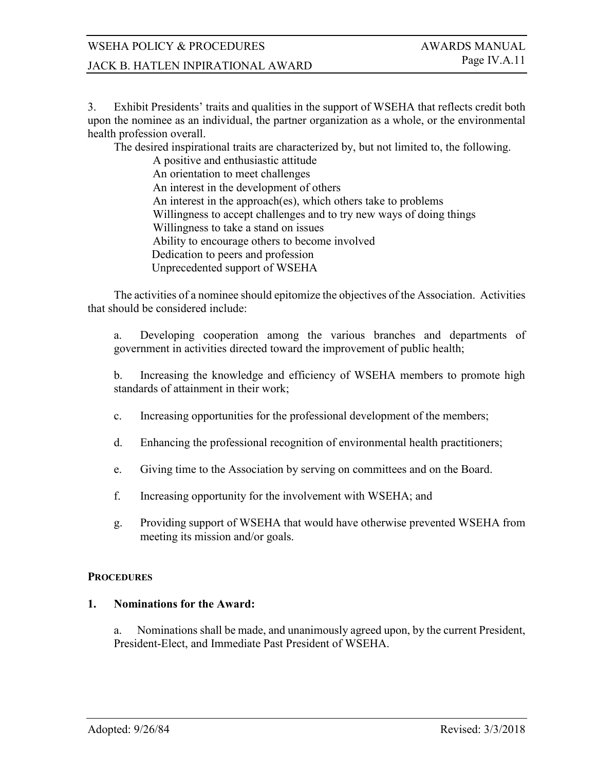3. Exhibit Presidents' traits and qualities in the support of WSEHA that reflects credit both upon the nominee as an individual, the partner organization as a whole, or the environmental health profession overall.

The desired inspirational traits are characterized by, but not limited to, the following.

- A positive and enthusiastic attitude
- An orientation to meet challenges
- An interest in the development of others
- An interest in the approach(es), which others take to problems
- Willingness to accept challenges and to try new ways of doing things
- Willingness to take a stand on issues
- Ability to encourage others to become involved
- Dedication to peers and profession
- Unprecedented support of WSEHA

The activities of a nominee should epitomize the objectives of the Association. Activities that should be considered include:

a. Developing cooperation among the various branches and departments of government in activities directed toward the improvement of public health;

b. Increasing the knowledge and efficiency of WSEHA members to promote high standards of attainment in their work;

c. Increasing opportunities for the professional development of the members;

d. Enhancing the professional recognition of environmental health practitioners;

e. Giving time to the Association by serving on committees and on the Board.

f. Increasing opportunity for the involvement with WSEHA; and

g. Providing support of WSEHA that would have otherwise prevented WSEHA from meeting its mission and/or goals.

**PROCEDURES**

**1. Nominations for the Award:**

a. Nominations shall be made, and unanimously agreed upon, by the current President, President-Elect, and Immediate Past President of WSEHA.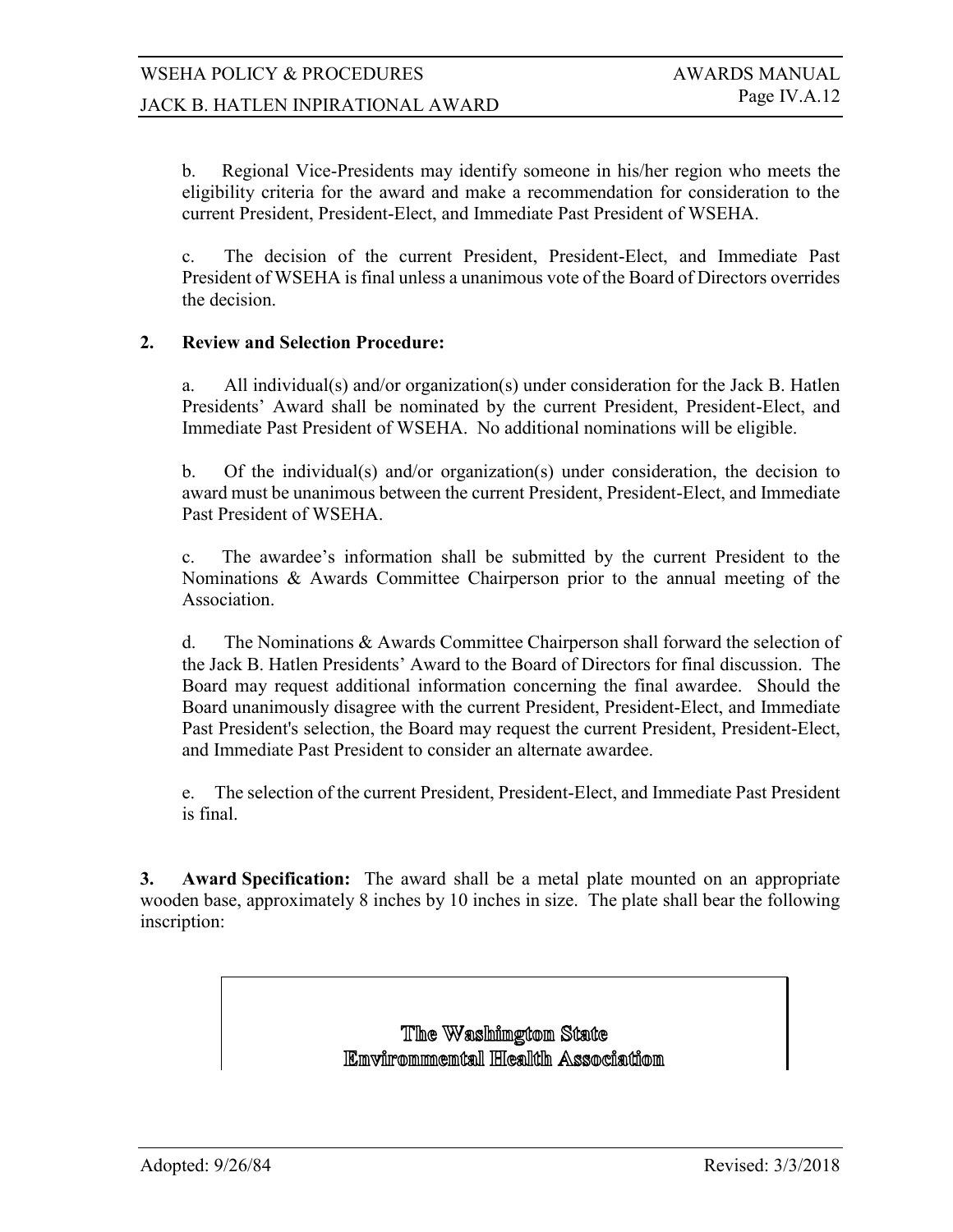b. Regional Vice-Presidents may identify someone in his/her region who meets the eligibility criteria for the award and make a recommendation for consideration to the current President, President-Elect, and Immediate Past President of WSEHA.

c. The decision of the current President, President-Elect, and Immediate Past President of WSEHA is final unless a unanimous vote of the Board of Directors overrides the decision.

**2. Review and Selection Procedure:**

a. All individual(s) and/or organization(s) under consideration for the Jack B. Hatlen Presidents' Award shall be nominated by the current President, President-Elect, and Immediate Past President of WSEHA. No additional nominations will be eligible.

b. Of the individual(s) and/or organization(s) under consideration, the decision to award must be unanimous between the current President, President-Elect, and Immediate Past President of WSEHA.

c. The awardee's information shall be submitted by the current President to the Nominations & Awards Committee Chairperson prior to the annual meeting of the Association.

d. The Nominations & Awards Committee Chairperson shall forward the selection of the Jack B. Hatlen Presidents' Award to the Board of Directors for final discussion. The Board may request additional information concerning the final awardee. Should the Board unanimously disagree with the current President, President-Elect, and Immediate Past President's selection, the Board may request the current President, President-Elect, and Immediate Past President to consider an alternate awardee.

e. The selection of the current President, President-Elect, and Immediate Past President is final.

**3. Award Specification:** The award shall be a metal plate mounted on an appropriate wooden base, approximately 8 inches by 10 inches in size. The plate shall bear the following inscription:

**The Washington State**
**Environmental Health Association**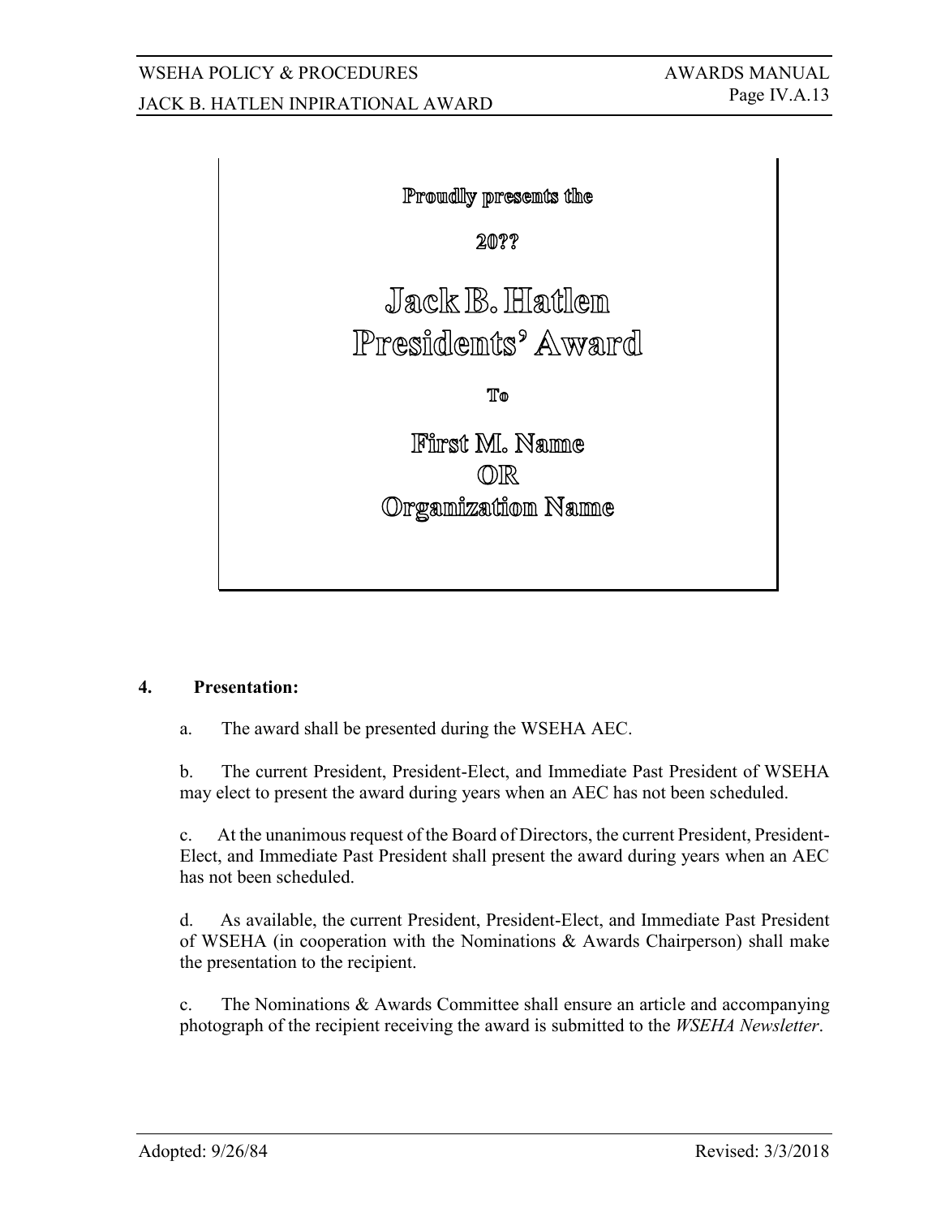Proudly presents the

20??

**Jack B. Hatlen**
**Presidents' Award**

To

**First M. Name**
**OR**
**Organization Name**

**4. Presentation:**

a. The award shall be presented during the WSEHA AEC.

b. The current President, President-Elect, and Immediate Past President of WSEHA may elect to present the award during years when an AEC has not been scheduled.

c. At the unanimous request of the Board of Directors, the current President, President-Elect, and Immediate Past President shall present the award during years when an AEC has not been scheduled.

d. As available, the current President, President-Elect, and Immediate Past President of WSEHA (in cooperation with the Nominations & Awards Chairperson) shall make the presentation to the recipient.

c. The Nominations & Awards Committee shall ensure an article and accompanying photograph of the recipient receiving the award is submitted to the *WSEHA Newsletter*.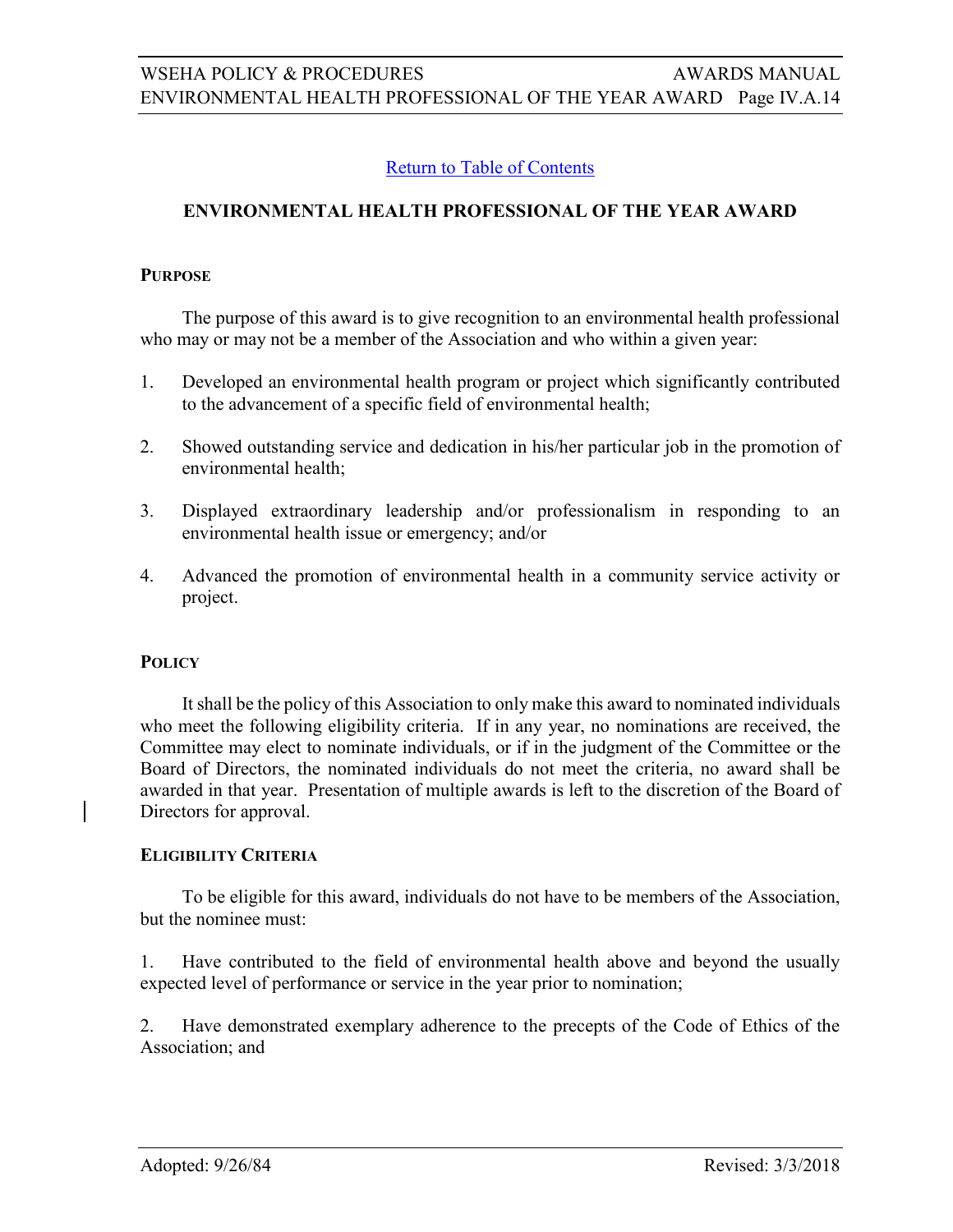[Return to Table of Contents]

## ENVIRONMENTAL HEALTH PROFESSIONAL OF THE YEAR AWARD

### PURPOSE

The purpose of this award is to give recognition to an environmental health professional who may or may not be a member of the Association and who within a given year:

1. Developed an environmental health program or project which significantly contributed to the advancement of a specific field of environmental health;

2. Showed outstanding service and dedication in his/her particular job in the promotion of environmental health;

3. Displayed extraordinary leadership and/or professionalism in responding to an environmental health issue or emergency; and/or

4. Advanced the promotion of environmental health in a community service activity or project.

### POLICY

It shall be the policy of this Association to only make this award to nominated individuals who meet the following eligibility criteria. If in any year, no nominations are received, the Committee may elect to nominate individuals, or if in the judgment of the Committee or the Board of Directors, the nominated individuals do not meet the criteria, no award shall be awarded in that year. Presentation of multiple awards is left to the discretion of the Board of Directors for approval.

### ELIGIBILITY CRITERIA

To be eligible for this award, individuals do not have to be members of the Association, but the nominee must:

1. Have contributed to the field of environmental health above and beyond the usually expected level of performance or service in the year prior to nomination;

2. Have demonstrated exemplary adherence to the precepts of the Code of Ethics of the Association; and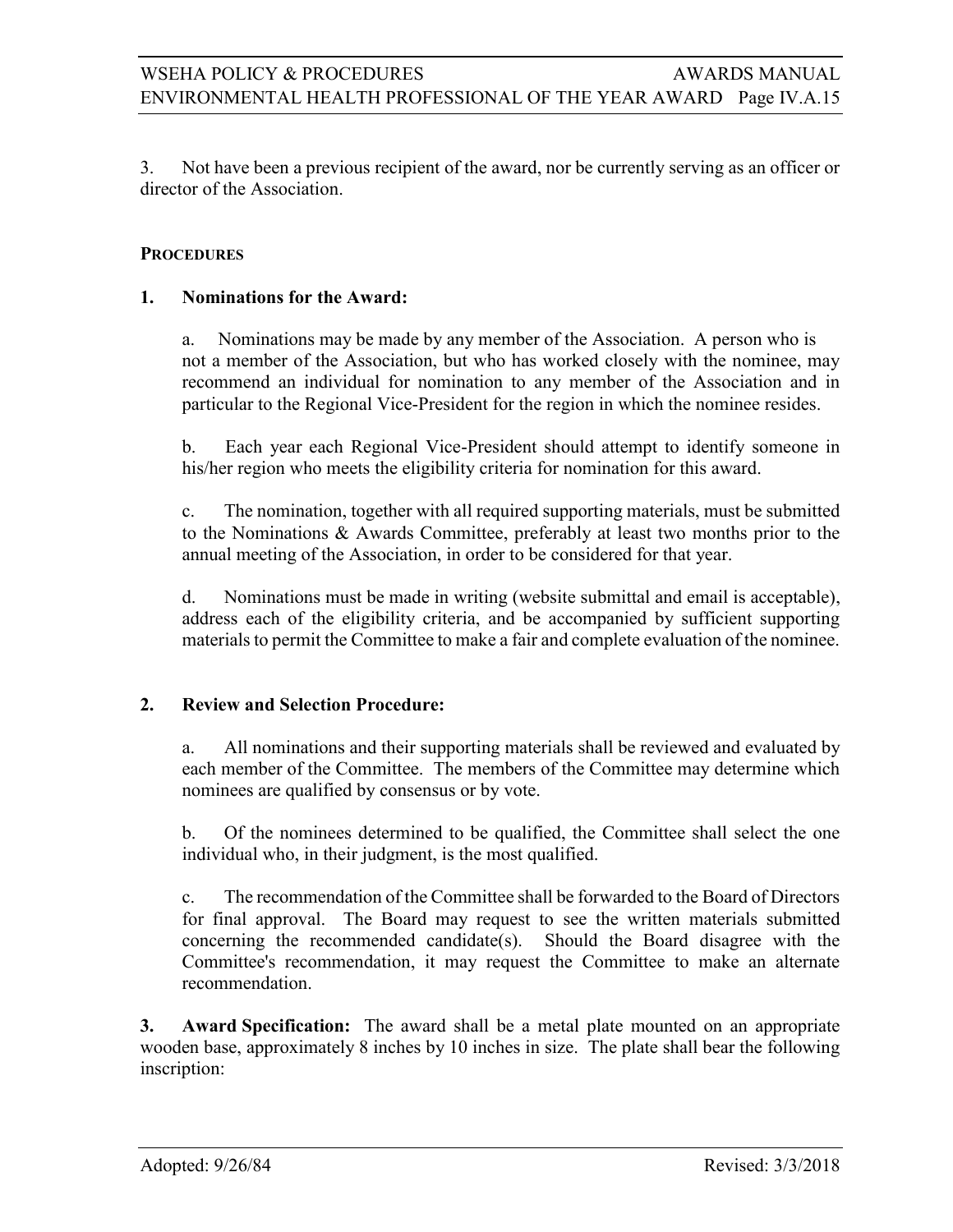3. Not have been a previous recipient of the award, nor be currently serving as an officer or director of the Association.

## PROCEDURES

### 1. Nominations for the Award:

a. Nominations may be made by any member of the Association. A person who is not a member of the Association, but who has worked closely with the nominee, may recommend an individual for nomination to any member of the Association and in particular to the Regional Vice-President for the region in which the nominee resides.

b. Each year each Regional Vice-President should attempt to identify someone in his/her region who meets the eligibility criteria for nomination for this award.

c. The nomination, together with all required supporting materials, must be submitted to the Nominations & Awards Committee, preferably at least two months prior to the annual meeting of the Association, in order to be considered for that year.

d. Nominations must be made in writing (website submittal and email is acceptable), address each of the eligibility criteria, and be accompanied by sufficient supporting materials to permit the Committee to make a fair and complete evaluation of the nominee.

### 2. Review and Selection Procedure:

a. All nominations and their supporting materials shall be reviewed and evaluated by each member of the Committee. The members of the Committee may determine which nominees are qualified by consensus or by vote.

b. Of the nominees determined to be qualified, the Committee shall select the one individual who, in their judgment, is the most qualified.

c. The recommendation of the Committee shall be forwarded to the Board of Directors for final approval. The Board may request to see the written materials submitted concerning the recommended candidate(s). Should the Board disagree with the Committee's recommendation, it may request the Committee to make an alternate recommendation.

**3. Award Specification:** The award shall be a metal plate mounted on an appropriate wooden base, approximately 8 inches by 10 inches in size. The plate shall bear the following inscription: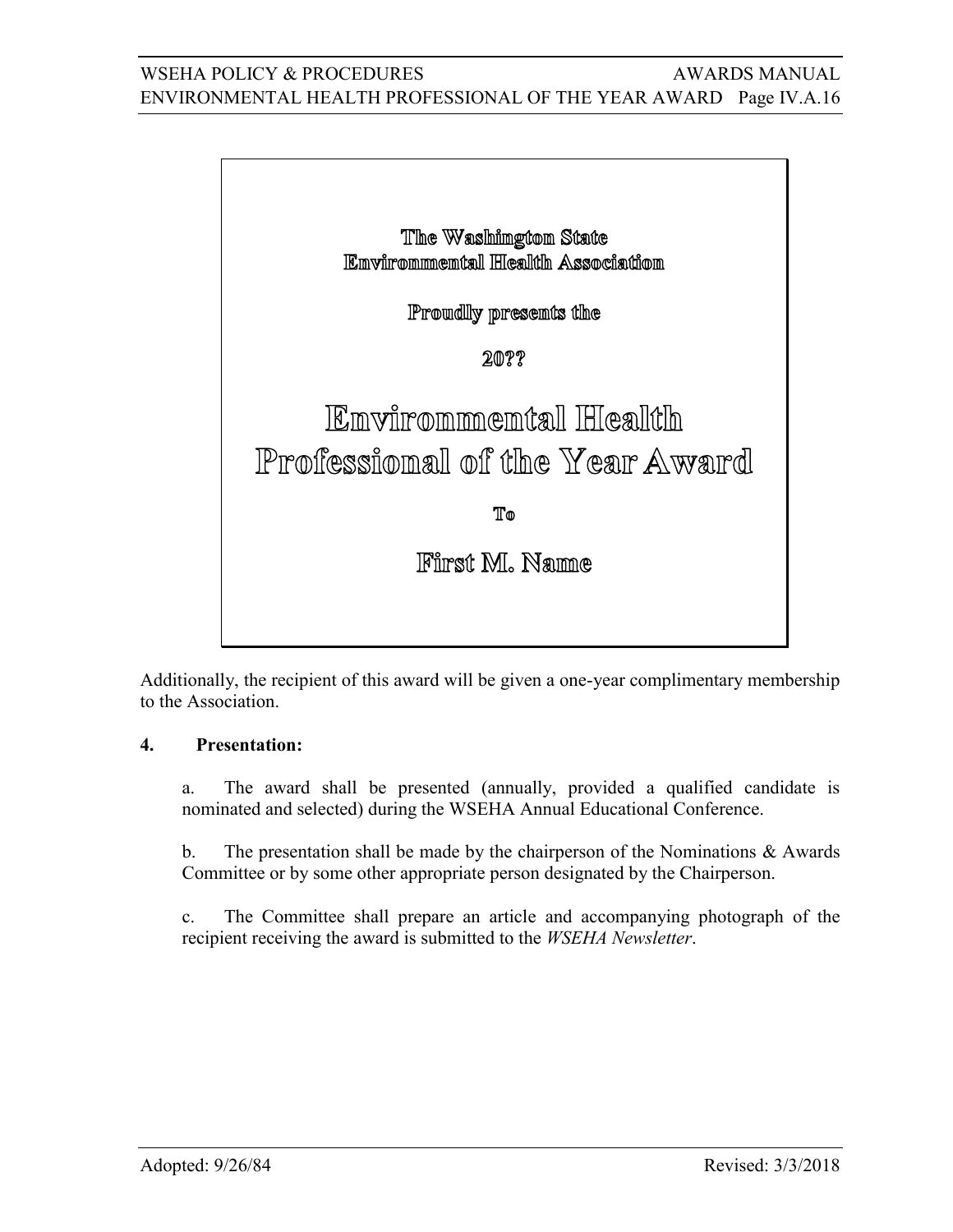The Washington State
Environmental Health Association

Proudly presents the

20??

**Environmental Health Professional of the Year Award**

To

**First M. Name**

Additionally, the recipient of this award will be given a one-year complimentary membership to the Association.

**4. Presentation:**

a. The award shall be presented (annually, provided a qualified candidate is nominated and selected) during the WSEHA Annual Educational Conference.

b. The presentation shall be made by the chairperson of the Nominations & Awards Committee or by some other appropriate person designated by the Chairperson.

c. The Committee shall prepare an article and accompanying photograph of the recipient receiving the award is submitted to the *WSEHA Newsletter*.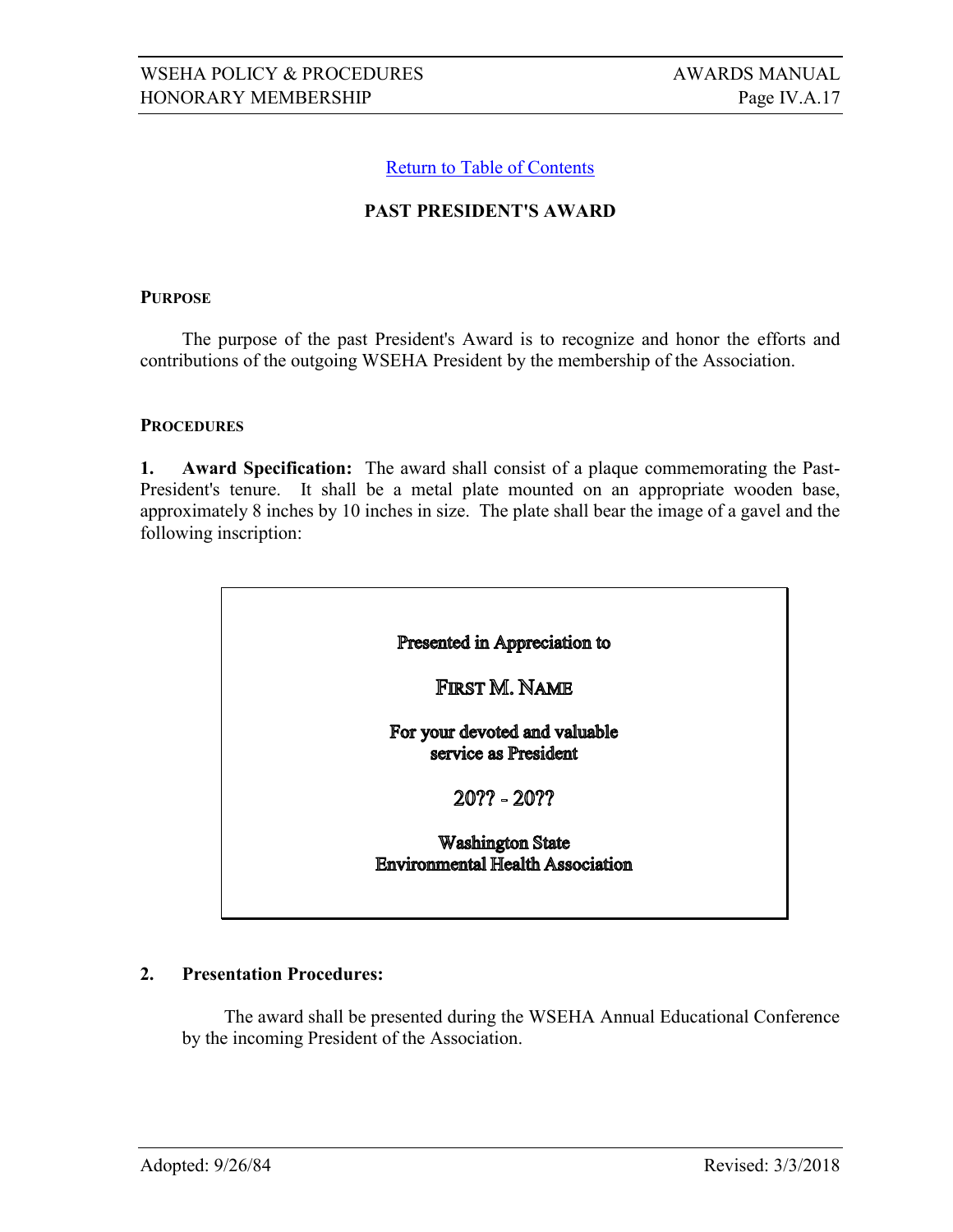[Return to Table of Contents](#)

## PAST PRESIDENT'S AWARD

### PURPOSE

The purpose of the past President's Award is to recognize and honor the efforts and contributions of the outgoing WSEHA President by the membership of the Association.

### PROCEDURES

**1. Award Specification:** The award shall consist of a plaque commemorating the Past-President's tenure. It shall be a metal plate mounted on an appropriate wooden base, approximately 8 inches by 10 inches in size. The plate shall bear the image of a gavel and the following inscription:

> **Presented in Appreciation to**
>
> FIRST M. NAME
>
> **For your devoted and valuable service as President**
>
> 20?? - 20??
>
> **Washington State Environmental Health Association**

**2. Presentation Procedures:**

The award shall be presented during the WSEHA Annual Educational Conference by the incoming President of the Association.

Adopted: 9/26/84 Revised: 3/3/2018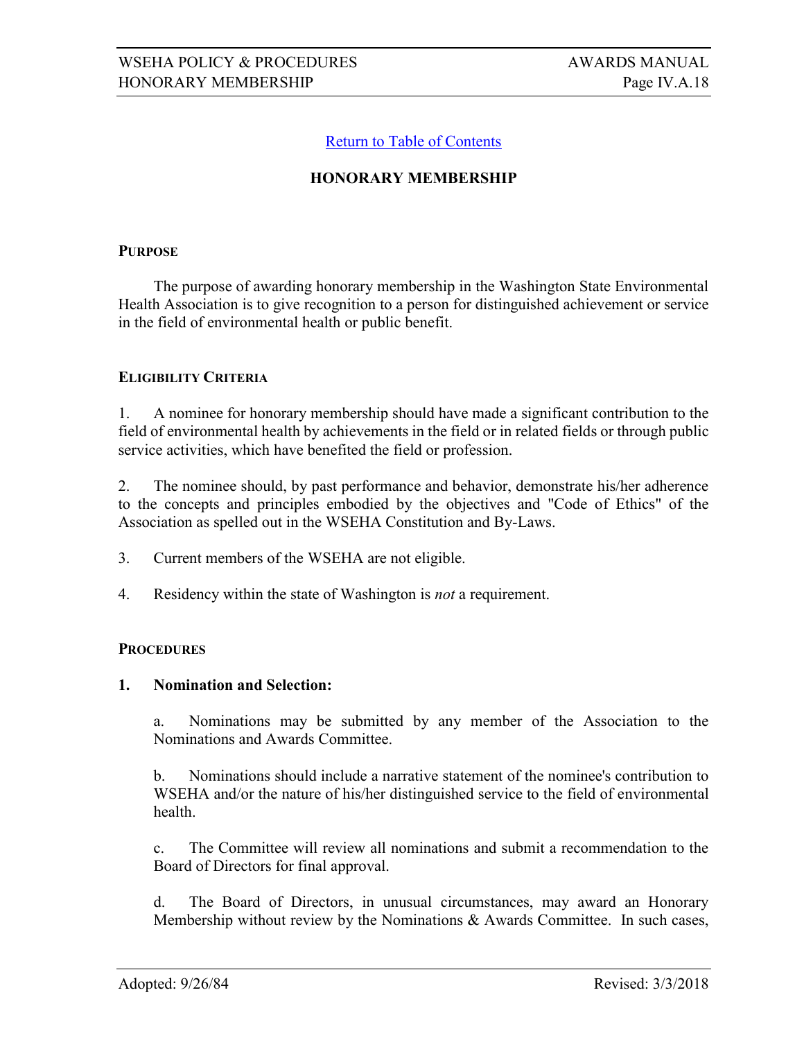[Return to Table of Contents]

## HONORARY MEMBERSHIP

### PURPOSE

The purpose of awarding honorary membership in the Washington State Environmental Health Association is to give recognition to a person for distinguished achievement or service in the field of environmental health or public benefit.

### ELIGIBILITY CRITERIA

1. A nominee for honorary membership should have made a significant contribution to the field of environmental health by achievements in the field or in related fields or through public service activities, which have benefited the field or profession.

2. The nominee should, by past performance and behavior, demonstrate his/her adherence to the concepts and principles embodied by the objectives and "Code of Ethics" of the Association as spelled out in the WSEHA Constitution and By-Laws.

3. Current members of the WSEHA are not eligible.

4. Residency within the state of Washington is *not* a requirement.

### PROCEDURES

**1. Nomination and Selection:**

a. Nominations may be submitted by any member of the Association to the Nominations and Awards Committee.

b. Nominations should include a narrative statement of the nominee's contribution to WSEHA and/or the nature of his/her distinguished service to the field of environmental health.

c. The Committee will review all nominations and submit a recommendation to the Board of Directors for final approval.

d. The Board of Directors, in unusual circumstances, may award an Honorary Membership without review by the Nominations & Awards Committee. In such cases,

Adopted: 9/26/84 Revised: 3/3/2018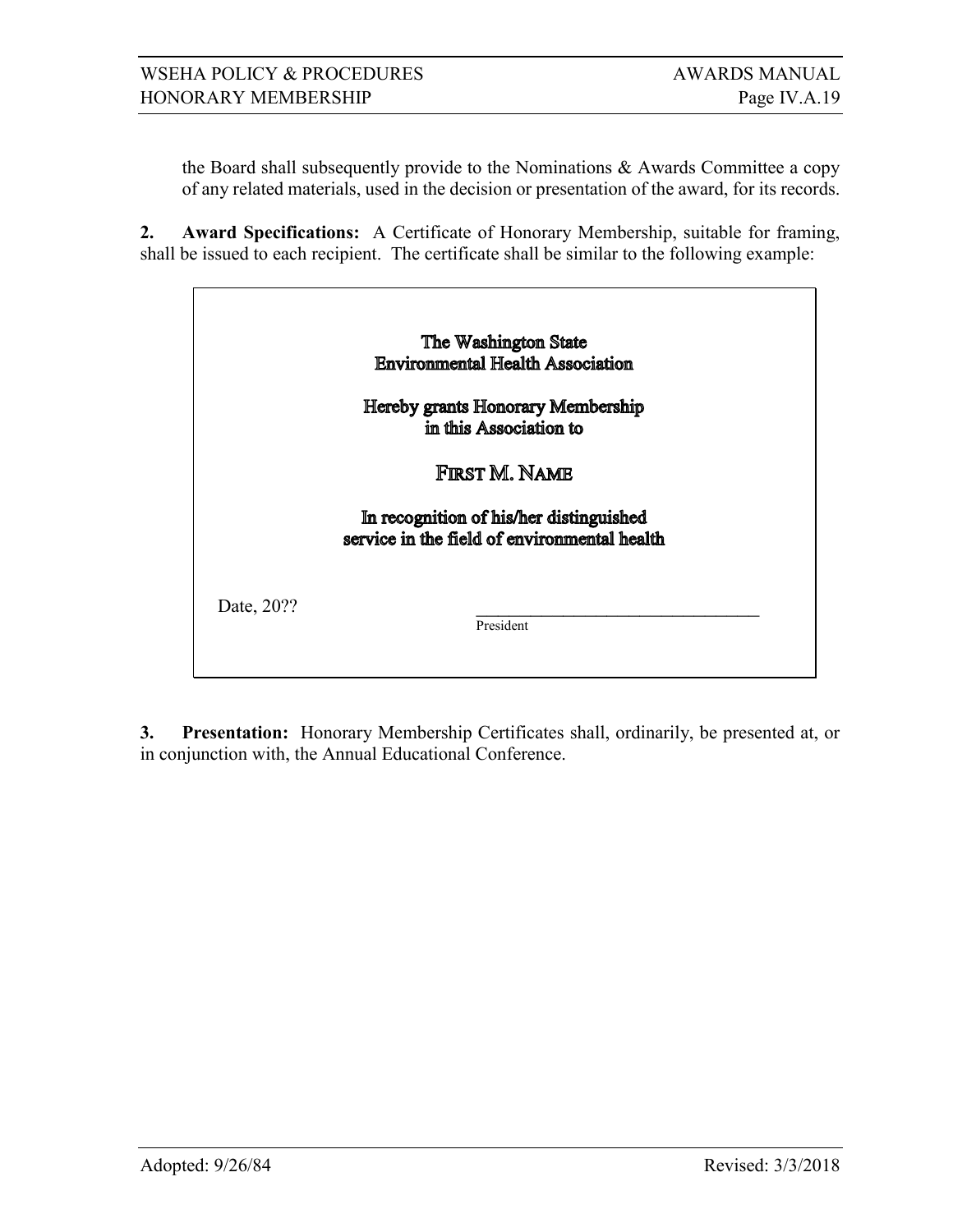the Board shall subsequently provide to the Nominations & Awards Committee a copy of any related materials, used in the decision or presentation of the award, for its records.

**2. Award Specifications:** A Certificate of Honorary Membership, suitable for framing, shall be issued to each recipient. The certificate shall be similar to the following example:

> **The Washington State**
> **Environmental Health Association**
>
> **Hereby grants Honorary Membership**
> **in this Association to**
>
> FIRST M. NAME
>
> **In recognition of his/her distinguished**
> **service in the field of environmental health**
>
> Date, 20??
>
> _______________________________
> President

**3. Presentation:** Honorary Membership Certificates shall, ordinarily, be presented at, or in conjunction with, the Annual Educational Conference.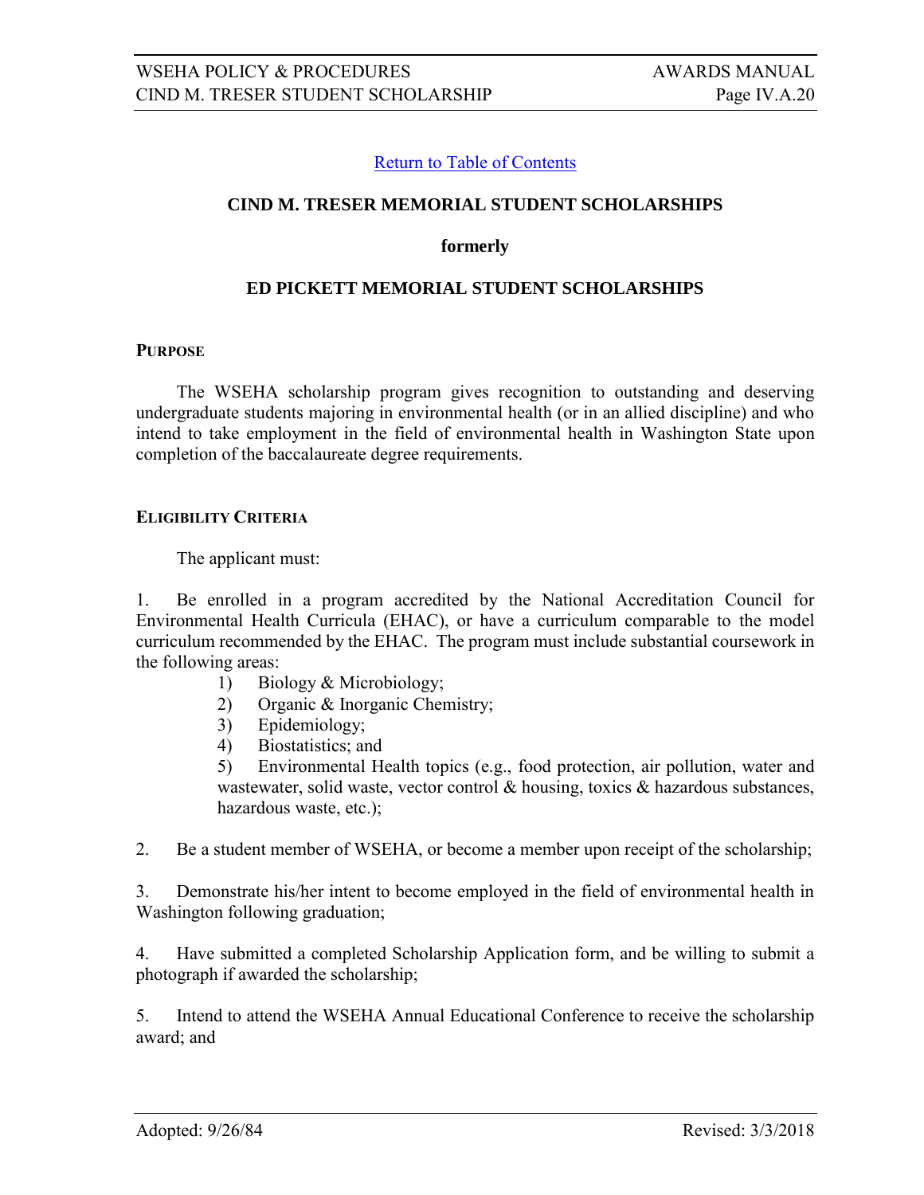[Return to Table of Contents]

## CIND M. TRESER MEMORIAL STUDENT SCHOLARSHIPS

**formerly**

## ED PICKETT MEMORIAL STUDENT SCHOLARSHIPS

### PURPOSE

The WSEHA scholarship program gives recognition to outstanding and deserving undergraduate students majoring in environmental health (or in an allied discipline) and who intend to take employment in the field of environmental health in Washington State upon completion of the baccalaureate degree requirements.

### ELIGIBILITY CRITERIA

The applicant must:

1. Be enrolled in a program accredited by the National Accreditation Council for Environmental Health Curricula (EHAC), or have a curriculum comparable to the model curriculum recommended by the EHAC. The program must include substantial coursework in the following areas:
   1) Biology & Microbiology;
   2) Organic & Inorganic Chemistry;
   3) Epidemiology;
   4) Biostatistics; and
   5) Environmental Health topics (e.g., food protection, air pollution, water and wastewater, solid waste, vector control & housing, toxics & hazardous substances, hazardous waste, etc.);

2. Be a student member of WSEHA, or become a member upon receipt of the scholarship;

3. Demonstrate his/her intent to become employed in the field of environmental health in Washington following graduation;

4. Have submitted a completed Scholarship Application form, and be willing to submit a photograph if awarded the scholarship;

5. Intend to attend the WSEHA Annual Educational Conference to receive the scholarship award; and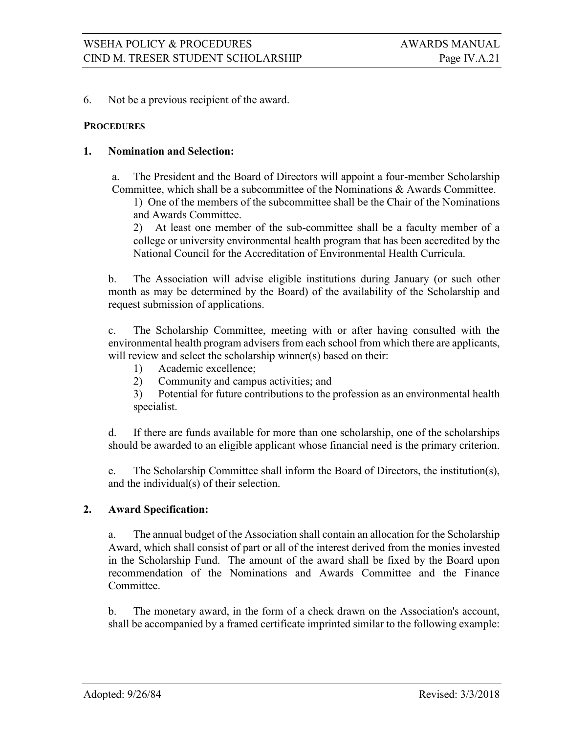6. Not be a previous recipient of the award.

**PROCEDURES**

**1. Nomination and Selection:**

a. The President and the Board of Directors will appoint a four-member Scholarship Committee, which shall be a subcommittee of the Nominations & Awards Committee.

1) One of the members of the subcommittee shall be the Chair of the Nominations and Awards Committee.

2) At least one member of the sub-committee shall be a faculty member of a college or university environmental health program that has been accredited by the National Council for the Accreditation of Environmental Health Curricula.

b. The Association will advise eligible institutions during January (or such other month as may be determined by the Board) of the availability of the Scholarship and request submission of applications.

c. The Scholarship Committee, meeting with or after having consulted with the environmental health program advisers from each school from which there are applicants, will review and select the scholarship winner(s) based on their:

1) Academic excellence;
2) Community and campus activities; and
3) Potential for future contributions to the profession as an environmental health specialist.

d. If there are funds available for more than one scholarship, one of the scholarships should be awarded to an eligible applicant whose financial need is the primary criterion.

e. The Scholarship Committee shall inform the Board of Directors, the institution(s), and the individual(s) of their selection.

**2. Award Specification:**

a. The annual budget of the Association shall contain an allocation for the Scholarship Award, which shall consist of part or all of the interest derived from the monies invested in the Scholarship Fund. The amount of the award shall be fixed by the Board upon recommendation of the Nominations and Awards Committee and the Finance Committee.

b. The monetary award, in the form of a check drawn on the Association's account, shall be accompanied by a framed certificate imprinted similar to the following example: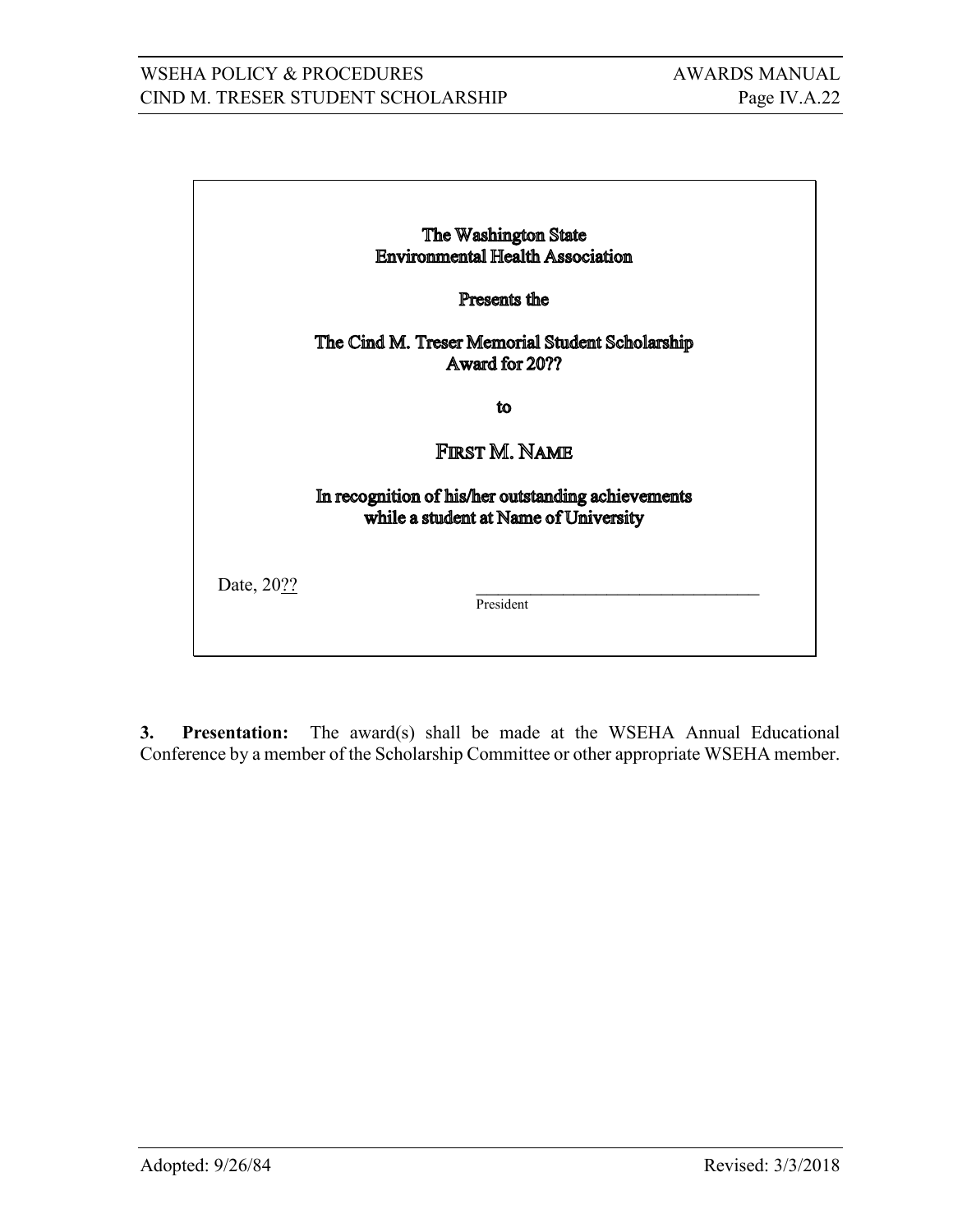The Washington State
Environmental Health Association

Presents the

The Cind M. Treser Memorial Student Scholarship
Award for 20??

to

FIRST M. NAME

In recognition of his/her outstanding achievements
while a student at Name of University

Date, 20??

_________________________________
President

**3. Presentation:** The award(s) shall be made at the WSEHA Annual Educational Conference by a member of the Scholarship Committee or other appropriate WSEHA member.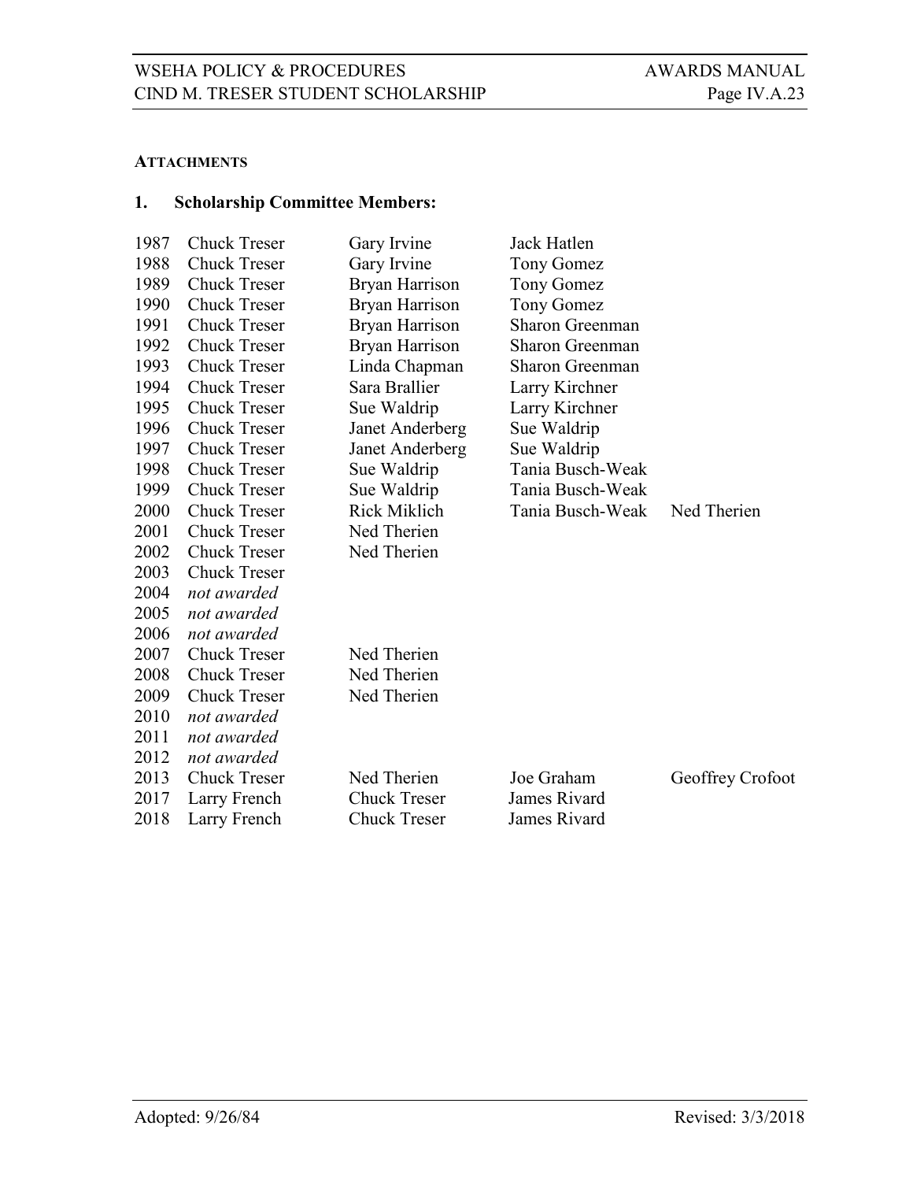**ATTACHMENTS**

**1. Scholarship Committee Members:**

| | | | | |
|---|---|---|---|---|
| 1987 | Chuck Treser | Gary Irvine | Jack Hatlen | |
| 1988 | Chuck Treser | Gary Irvine | Tony Gomez | |
| 1989 | Chuck Treser | Bryan Harrison | Tony Gomez | |
| 1990 | Chuck Treser | Bryan Harrison | Tony Gomez | |
| 1991 | Chuck Treser | Bryan Harrison | Sharon Greenman | |
| 1992 | Chuck Treser | Bryan Harrison | Sharon Greenman | |
| 1993 | Chuck Treser | Linda Chapman | Sharon Greenman | |
| 1994 | Chuck Treser | Sara Brallier | Larry Kirchner | |
| 1995 | Chuck Treser | Sue Waldrip | Larry Kirchner | |
| 1996 | Chuck Treser | Janet Anderberg | Sue Waldrip | |
| 1997 | Chuck Treser | Janet Anderberg | Sue Waldrip | |
| 1998 | Chuck Treser | Sue Waldrip | Tania Busch-Weak | |
| 1999 | Chuck Treser | Sue Waldrip | Tania Busch-Weak | |
| 2000 | Chuck Treser | Rick Miklich | Tania Busch-Weak | Ned Therien |
| 2001 | Chuck Treser | Ned Therien | | |
| 2002 | Chuck Treser | Ned Therien | | |
| 2003 | Chuck Treser | | | |
| 2004 | *not awarded* | | | |
| 2005 | *not awarded* | | | |
| 2006 | *not awarded* | | | |
| 2007 | Chuck Treser | Ned Therien | | |
| 2008 | Chuck Treser | Ned Therien | | |
| 2009 | Chuck Treser | Ned Therien | | |
| 2010 | *not awarded* | | | |
| 2011 | *not awarded* | | | |
| 2012 | *not awarded* | | | |
| 2013 | Chuck Treser | Ned Therien | Joe Graham | Geoffrey Crofoot |
| 2017 | Larry French | Chuck Treser | James Rivard | |
| 2018 | Larry French | Chuck Treser | James Rivard | |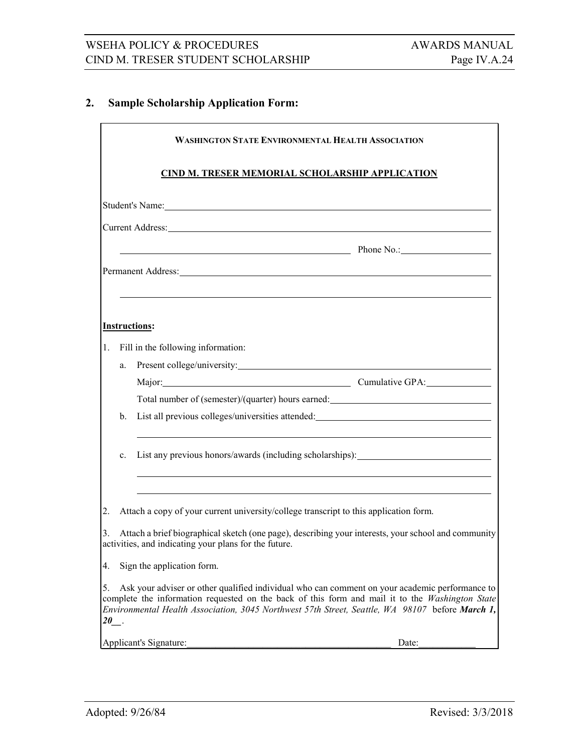## 2. Sample Scholarship Application Form:

**WASHINGTON STATE ENVIRONMENTAL HEALTH ASSOCIATION**

**CIND M. TRESER MEMORIAL SCHOLARSHIP APPLICATION**

Student's Name: ______________________________

Current Address: ______________________________

______________________________ Phone No.: ______________

Permanent Address: ______________________________

______________________________

**Instructions:**

1. Fill in the following information:
   a. Present college/university: ______________________________
      Major: ______________________ Cumulative GPA: ______________
      Total number of (semester)/(quarter) hours earned: ______________
   b. List all previous colleges/universities attended: ______________________________
      ______________________________
   c. List any previous honors/awards (including scholarships): ______________________________
      ______________________________
      ______________________________
2. Attach a copy of your current university/college transcript to this application form.
3. Attach a brief biographical sketch (one page), describing your interests, your school and community activities, and indicating your plans for the future.
4. Sign the application form.
5. Ask your adviser or other qualified individual who can comment on your academic performance to complete the information requested on the back of this form and mail it to the *Washington State Environmental Health Association, 3045 Northwest 57th Street, Seattle, WA 98107* before ***March 1, 20__***.

Applicant's Signature: ______________________________ Date: ____________

Adopted: 9/26/84 Revised: 3/3/2018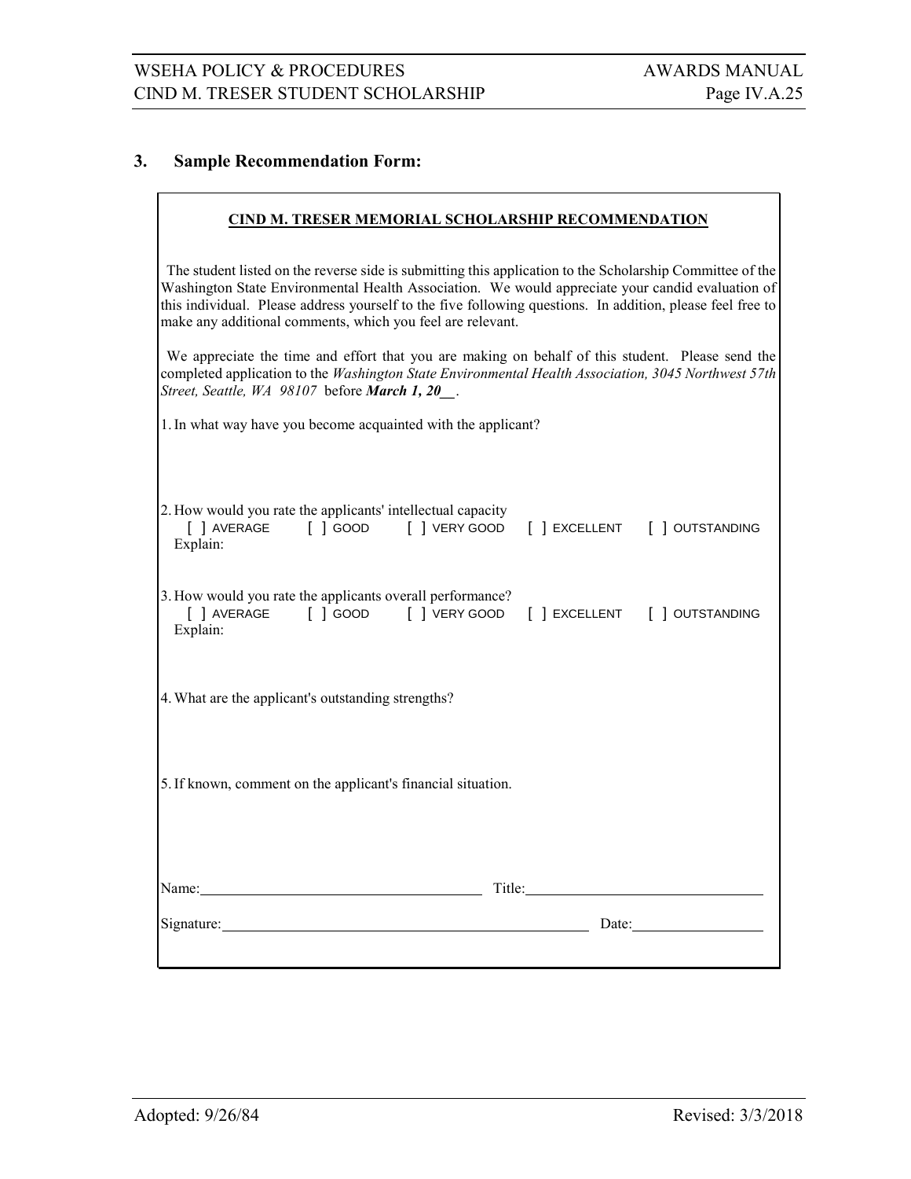## 3. Sample Recommendation Form:

**CIND M. TRESER MEMORIAL SCHOLARSHIP RECOMMENDATION**

The student listed on the reverse side is submitting this application to the Scholarship Committee of the Washington State Environmental Health Association. We would appreciate your candid evaluation of this individual. Please address yourself to the five following questions. In addition, please feel free to make any additional comments, which you feel are relevant.

We appreciate the time and effort that you are making on behalf of this student. Please send the completed application to the *Washington State Environmental Health Association, 3045 Northwest 57th Street, Seattle, WA 98107* before ***March 1, 20__***.

1. In what way have you become acquainted with the applicant?

2. How would you rate the applicants' intellectual capacity

   [ ] AVERAGE [ ] GOOD [ ] VERY GOOD [ ] EXCELLENT [ ] OUTSTANDING

   Explain:

3. How would you rate the applicants overall performance?

   [ ] AVERAGE [ ] GOOD [ ] VERY GOOD [ ] EXCELLENT [ ] OUTSTANDING

   Explain:

4. What are the applicant's outstanding strengths?

5. If known, comment on the applicant's financial situation.

Name:\_\_\_\_\_\_\_\_\_\_\_\_\_\_\_\_\_\_\_\_ Title:\_\_\_\_\_\_\_\_\_\_\_\_\_\_\_\_\_\_\_\_

Signature:\_\_\_\_\_\_\_\_\_\_\_\_\_\_\_\_\_\_\_\_ Date:\_\_\_\_\_\_\_\_\_\_

Adopted: 9/26/84 Revised: 3/3/2018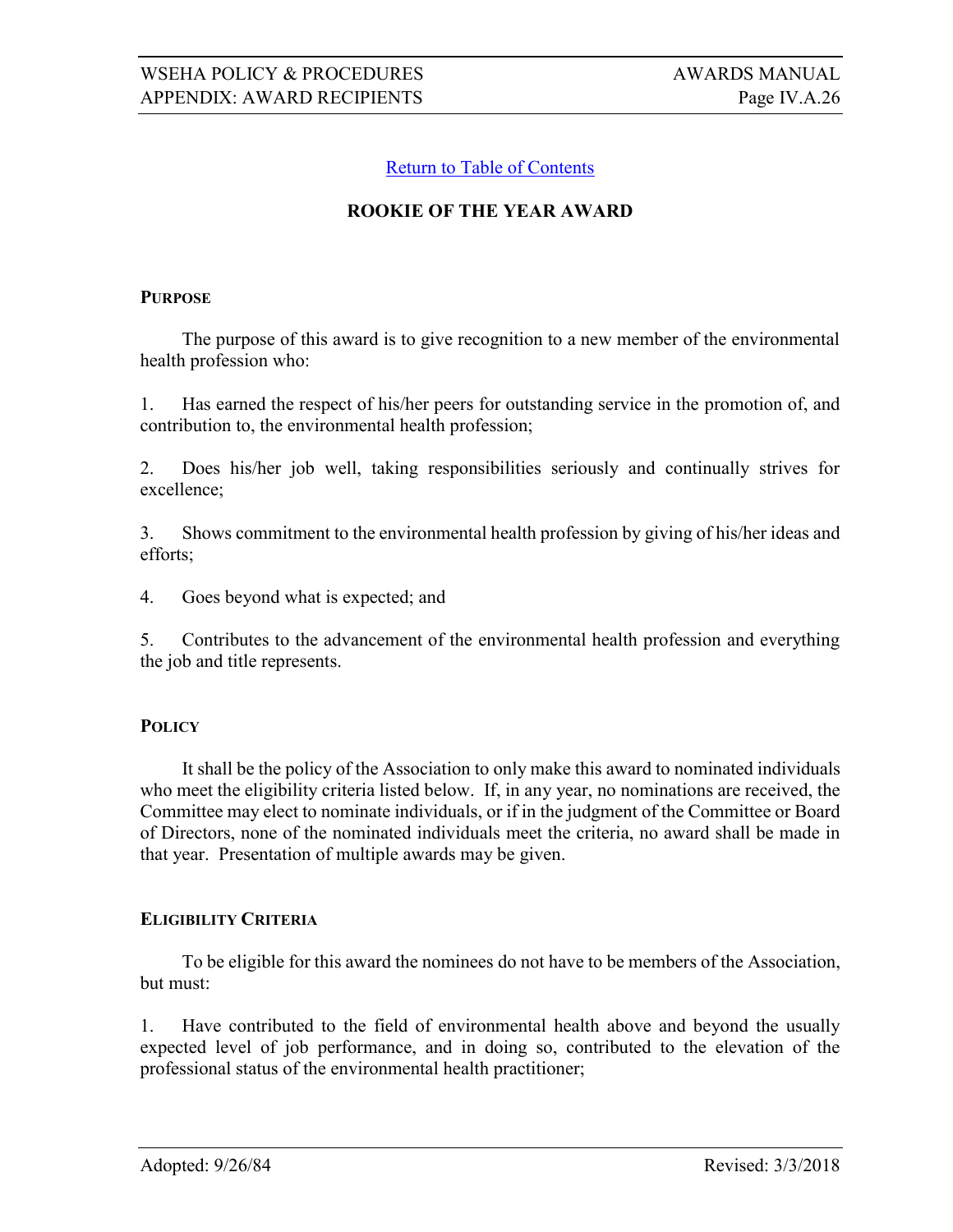Return to Table of Contents

## ROOKIE OF THE YEAR AWARD

### PURPOSE

The purpose of this award is to give recognition to a new member of the environmental health profession who:

1. Has earned the respect of his/her peers for outstanding service in the promotion of, and contribution to, the environmental health profession;

2. Does his/her job well, taking responsibilities seriously and continually strives for excellence;

3. Shows commitment to the environmental health profession by giving of his/her ideas and efforts;

4. Goes beyond what is expected; and

5. Contributes to the advancement of the environmental health profession and everything the job and title represents.

### POLICY

It shall be the policy of the Association to only make this award to nominated individuals who meet the eligibility criteria listed below. If, in any year, no nominations are received, the Committee may elect to nominate individuals, or if in the judgment of the Committee or Board of Directors, none of the nominated individuals meet the criteria, no award shall be made in that year. Presentation of multiple awards may be given.

### ELIGIBILITY CRITERIA

To be eligible for this award the nominees do not have to be members of the Association, but must:

1. Have contributed to the field of environmental health above and beyond the usually expected level of job performance, and in doing so, contributed to the elevation of the professional status of the environmental health practitioner;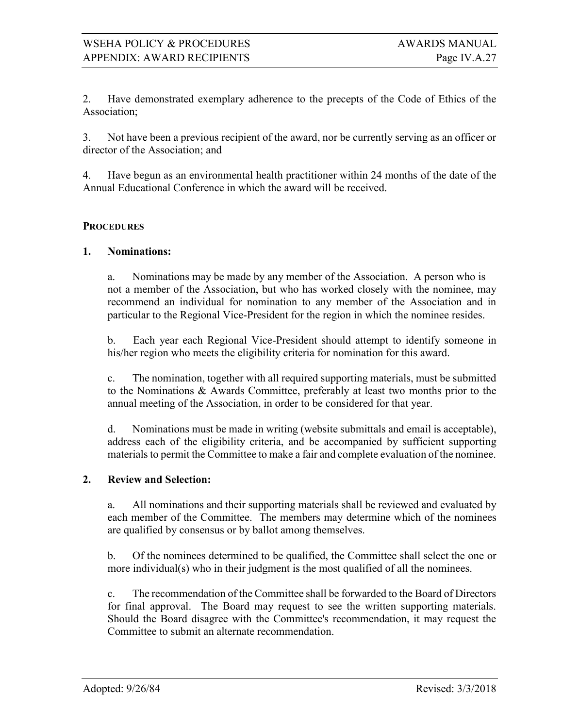2. Have demonstrated exemplary adherence to the precepts of the Code of Ethics of the Association;

3. Not have been a previous recipient of the award, nor be currently serving as an officer or director of the Association; and

4. Have begun as an environmental health practitioner within 24 months of the date of the Annual Educational Conference in which the award will be received.

**PROCEDURES**

**1. Nominations:**

a. Nominations may be made by any member of the Association. A person who is not a member of the Association, but who has worked closely with the nominee, may recommend an individual for nomination to any member of the Association and in particular to the Regional Vice-President for the region in which the nominee resides.

b. Each year each Regional Vice-President should attempt to identify someone in his/her region who meets the eligibility criteria for nomination for this award.

c. The nomination, together with all required supporting materials, must be submitted to the Nominations & Awards Committee, preferably at least two months prior to the annual meeting of the Association, in order to be considered for that year.

d. Nominations must be made in writing (website submittals and email is acceptable), address each of the eligibility criteria, and be accompanied by sufficient supporting materials to permit the Committee to make a fair and complete evaluation of the nominee.

**2. Review and Selection:**

a. All nominations and their supporting materials shall be reviewed and evaluated by each member of the Committee. The members may determine which of the nominees are qualified by consensus or by ballot among themselves.

b. Of the nominees determined to be qualified, the Committee shall select the one or more individual(s) who in their judgment is the most qualified of all the nominees.

c. The recommendation of the Committee shall be forwarded to the Board of Directors for final approval. The Board may request to see the written supporting materials. Should the Board disagree with the Committee's recommendation, it may request the Committee to submit an alternate recommendation.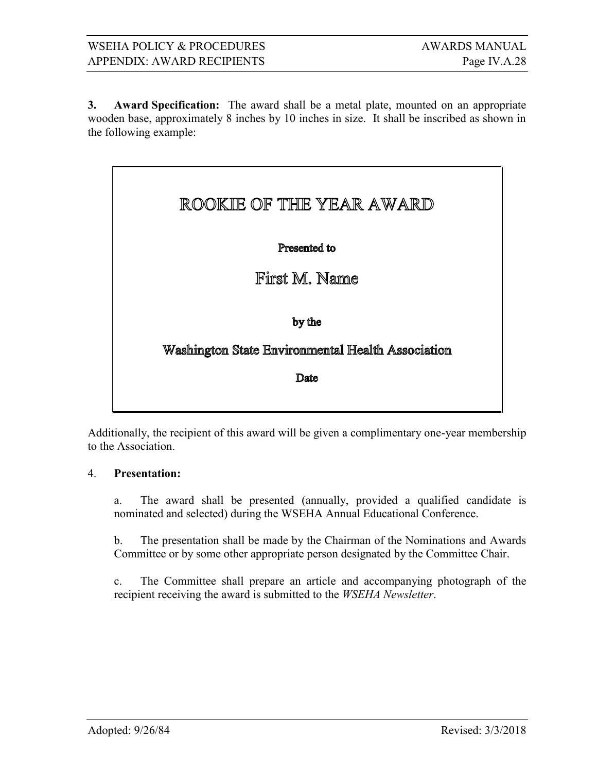**3. Award Specification:** The award shall be a metal plate, mounted on an appropriate wooden base, approximately 8 inches by 10 inches in size. It shall be inscribed as shown in the following example:

> ROOKIE OF THE YEAR AWARD
>
> **Presented to**
>
> First M. Name
>
> **by the**
>
> **Washington State Environmental Health Association**
>
> **Date**

Additionally, the recipient of this award will be given a complimentary one-year membership to the Association.

4. **Presentation:**

a. The award shall be presented (annually, provided a qualified candidate is nominated and selected) during the WSEHA Annual Educational Conference.

b. The presentation shall be made by the Chairman of the Nominations and Awards Committee or by some other appropriate person designated by the Committee Chair.

c. The Committee shall prepare an article and accompanying photograph of the recipient receiving the award is submitted to the *WSEHA Newsletter*.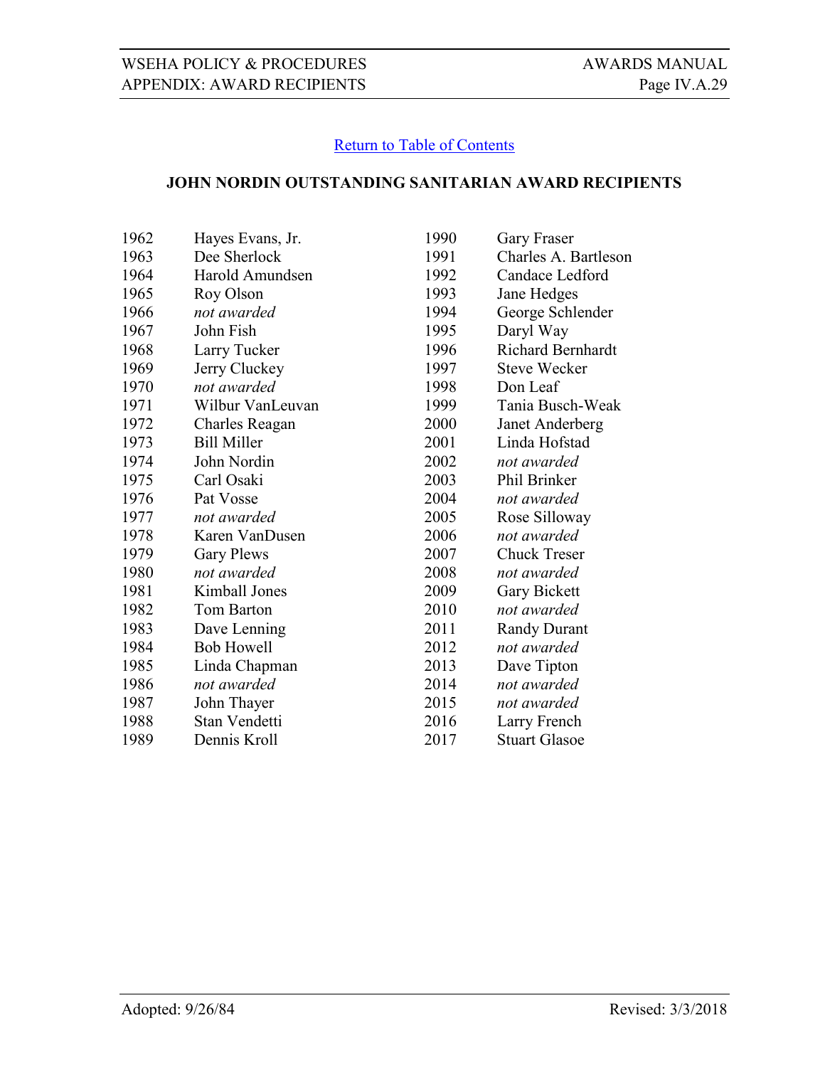Return to Table of Contents

## JOHN NORDIN OUTSTANDING SANITARIAN AWARD RECIPIENTS

| Year | Recipient | Year | Recipient |
|---|---|---|---|
| 1962 | Hayes Evans, Jr. | 1990 | Gary Fraser |
| 1963 | Dee Sherlock | 1991 | Charles A. Bartleson |
| 1964 | Harold Amundsen | 1992 | Candace Ledford |
| 1965 | Roy Olson | 1993 | Jane Hedges |
| 1966 | *not awarded* | 1994 | George Schlender |
| 1967 | John Fish | 1995 | Daryl Way |
| 1968 | Larry Tucker | 1996 | Richard Bernhardt |
| 1969 | Jerry Cluckey | 1997 | Steve Wecker |
| 1970 | *not awarded* | 1998 | Don Leaf |
| 1971 | Wilbur VanLeuvan | 1999 | Tania Busch-Weak |
| 1972 | Charles Reagan | 2000 | Janet Anderberg |
| 1973 | Bill Miller | 2001 | Linda Hofstad |
| 1974 | John Nordin | 2002 | *not awarded* |
| 1975 | Carl Osaki | 2003 | Phil Brinker |
| 1976 | Pat Vosse | 2004 | *not awarded* |
| 1977 | *not awarded* | 2005 | Rose Silloway |
| 1978 | Karen VanDusen | 2006 | *not awarded* |
| 1979 | Gary Plews | 2007 | Chuck Treser |
| 1980 | *not awarded* | 2008 | *not awarded* |
| 1981 | Kimball Jones | 2009 | Gary Bickett |
| 1982 | Tom Barton | 2010 | *not awarded* |
| 1983 | Dave Lenning | 2011 | Randy Durant |
| 1984 | Bob Howell | 2012 | *not awarded* |
| 1985 | Linda Chapman | 2013 | Dave Tipton |
| 1986 | *not awarded* | 2014 | *not awarded* |
| 1987 | John Thayer | 2015 | *not awarded* |
| 1988 | Stan Vendetti | 2016 | Larry French |
| 1989 | Dennis Kroll | 2017 | Stuart Glasoe |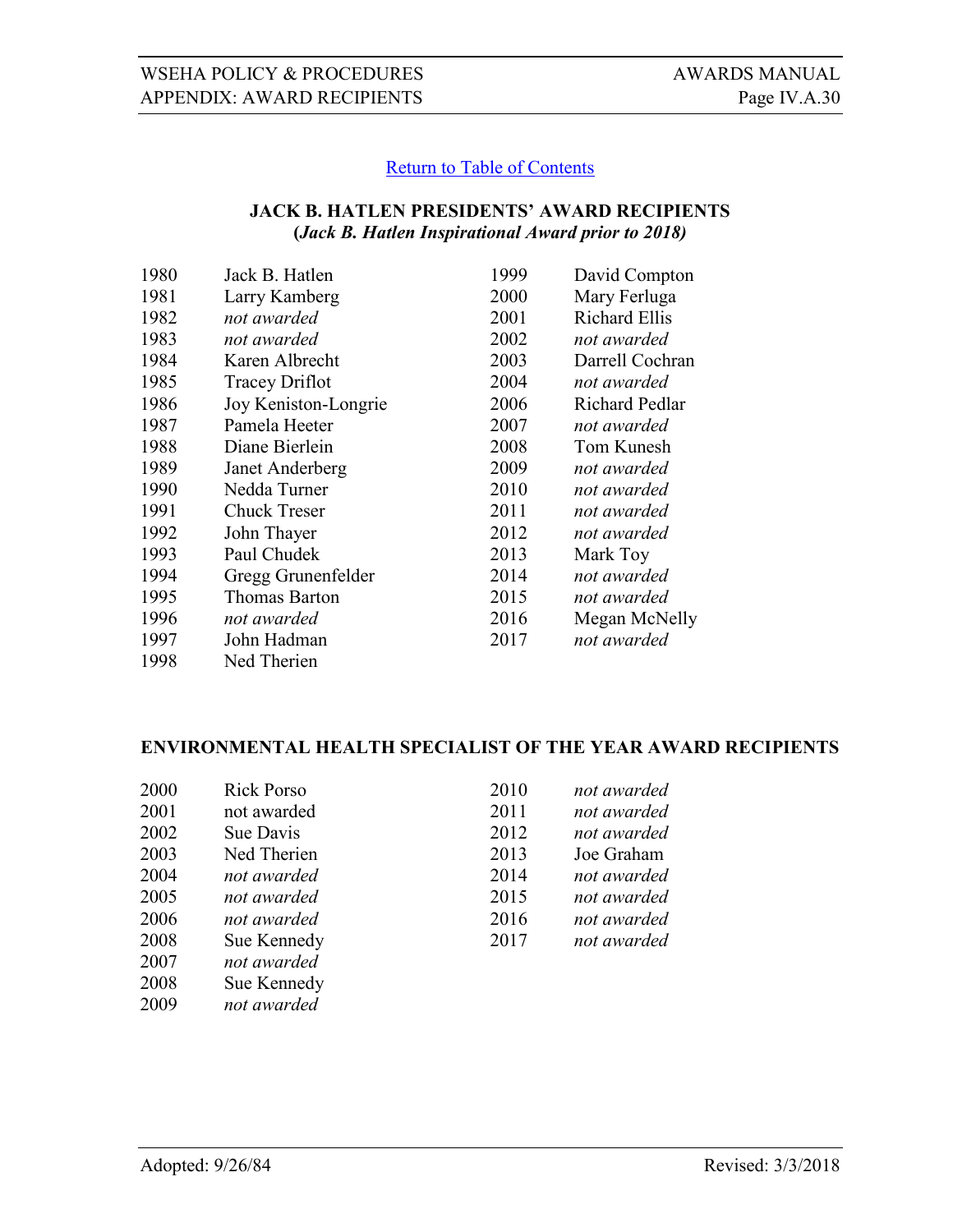Return to Table of Contents

### JACK B. HATLEN PRESIDENTS' AWARD RECIPIENTS
### (*Jack B. Hatlen Inspirational Award prior to 2018)*

| | | | |
|---|---|---|---|
| 1980 | Jack B. Hatlen | 1999 | David Compton |
| 1981 | Larry Kamberg | 2000 | Mary Ferluga |
| 1982 | *not awarded* | 2001 | Richard Ellis |
| 1983 | *not awarded* | 2002 | *not awarded* |
| 1984 | Karen Albrecht | 2003 | Darrell Cochran |
| 1985 | Tracey Driflot | 2004 | *not awarded* |
| 1986 | Joy Keniston-Longrie | 2006 | Richard Pedlar |
| 1987 | Pamela Heeter | 2007 | *not awarded* |
| 1988 | Diane Bierlein | 2008 | Tom Kunesh |
| 1989 | Janet Anderberg | 2009 | *not awarded* |
| 1990 | Nedda Turner | 2010 | *not awarded* |
| 1991 | Chuck Treser | 2011 | *not awarded* |
| 1992 | John Thayer | 2012 | *not awarded* |
| 1993 | Paul Chudek | 2013 | Mark Toy |
| 1994 | Gregg Grunenfelder | 2014 | *not awarded* |
| 1995 | Thomas Barton | 2015 | *not awarded* |
| 1996 | *not awarded* | 2016 | Megan McNelly |
| 1997 | John Hadman | 2017 | *not awarded* |
| 1998 | Ned Therien | | |

### ENVIRONMENTAL HEALTH SPECIALIST OF THE YEAR AWARD RECIPIENTS

| | | | |
|---|---|---|---|
| 2000 | Rick Porso | 2010 | *not awarded* |
| 2001 | not awarded | 2011 | *not awarded* |
| 2002 | Sue Davis | 2012 | *not awarded* |
| 2003 | Ned Therien | 2013 | Joe Graham |
| 2004 | *not awarded* | 2014 | *not awarded* |
| 2005 | *not awarded* | 2015 | *not awarded* |
| 2006 | *not awarded* | 2016 | *not awarded* |
| 2008 | Sue Kennedy | 2017 | *not awarded* |
| 2007 | *not awarded* | | |
| 2008 | Sue Kennedy | | |
| 2009 | *not awarded* | | |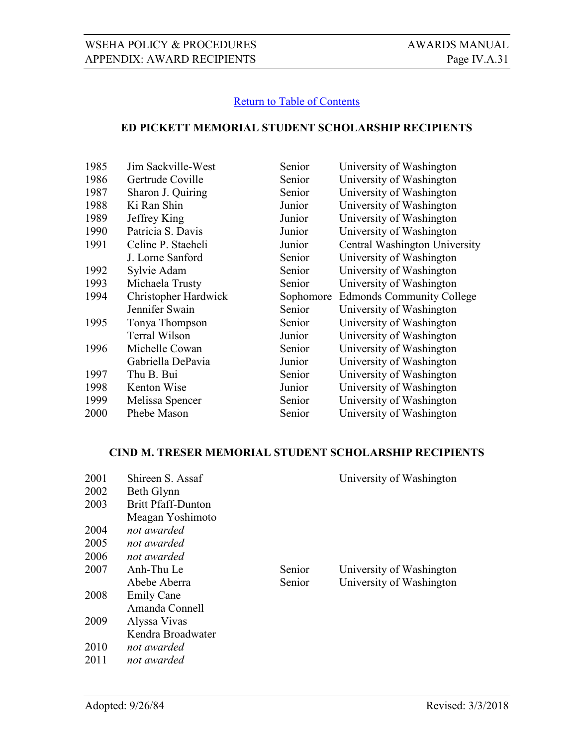[Return to Table of Contents]

## ED PICKETT MEMORIAL STUDENT SCHOLARSHIP RECIPIENTS

| Year | Name | Class | School |
|---|---|---|---|
| 1985 | Jim Sackville-West | Senior | University of Washington |
| 1986 | Gertrude Coville | Senior | University of Washington |
| 1987 | Sharon J. Quiring | Senior | University of Washington |
| 1988 | Ki Ran Shin | Junior | University of Washington |
| 1989 | Jeffrey King | Junior | University of Washington |
| 1990 | Patricia S. Davis | Junior | University of Washington |
| 1991 | Celine P. Staeheli | Junior | Central Washington University |
| | J. Lorne Sanford | Senior | University of Washington |
| 1992 | Sylvie Adam | Senior | University of Washington |
| 1993 | Michaela Trusty | Senior | University of Washington |
| 1994 | Christopher Hardwick | Sophomore | Edmonds Community College |
| | Jennifer Swain | Senior | University of Washington |
| 1995 | Tonya Thompson | Senior | University of Washington |
| | Terral Wilson | Junior | University of Washington |
| 1996 | Michelle Cowan | Senior | University of Washington |
| | Gabriella DePavia | Junior | University of Washington |
| 1997 | Thu B. Bui | Senior | University of Washington |
| 1998 | Kenton Wise | Junior | University of Washington |
| 1999 | Melissa Spencer | Senior | University of Washington |
| 2000 | Phebe Mason | Senior | University of Washington |

## CIND M. TRESER MEMORIAL STUDENT SCHOLARSHIP RECIPIENTS

| Year | Name | Class | School |
|---|---|---|---|
| 2001 | Shireen S. Assaf | | University of Washington |
| 2002 | Beth Glynn | | |
| 2003 | Britt Pfaff-Dunton | | |
| | Meagan Yoshimoto | | |
| 2004 | *not awarded* | | |
| 2005 | *not awarded* | | |
| 2006 | *not awarded* | | |
| 2007 | Anh-Thu Le | Senior | University of Washington |
| | Abebe Aberra | Senior | University of Washington |
| 2008 | Emily Cane | | |
| | Amanda Connell | | |
| 2009 | Alyssa Vivas | | |
| | Kendra Broadwater | | |
| 2010 | *not awarded* | | |
| 2011 | *not awarded* | | |

Adopted: 9/26/84 Revised: 3/3/2018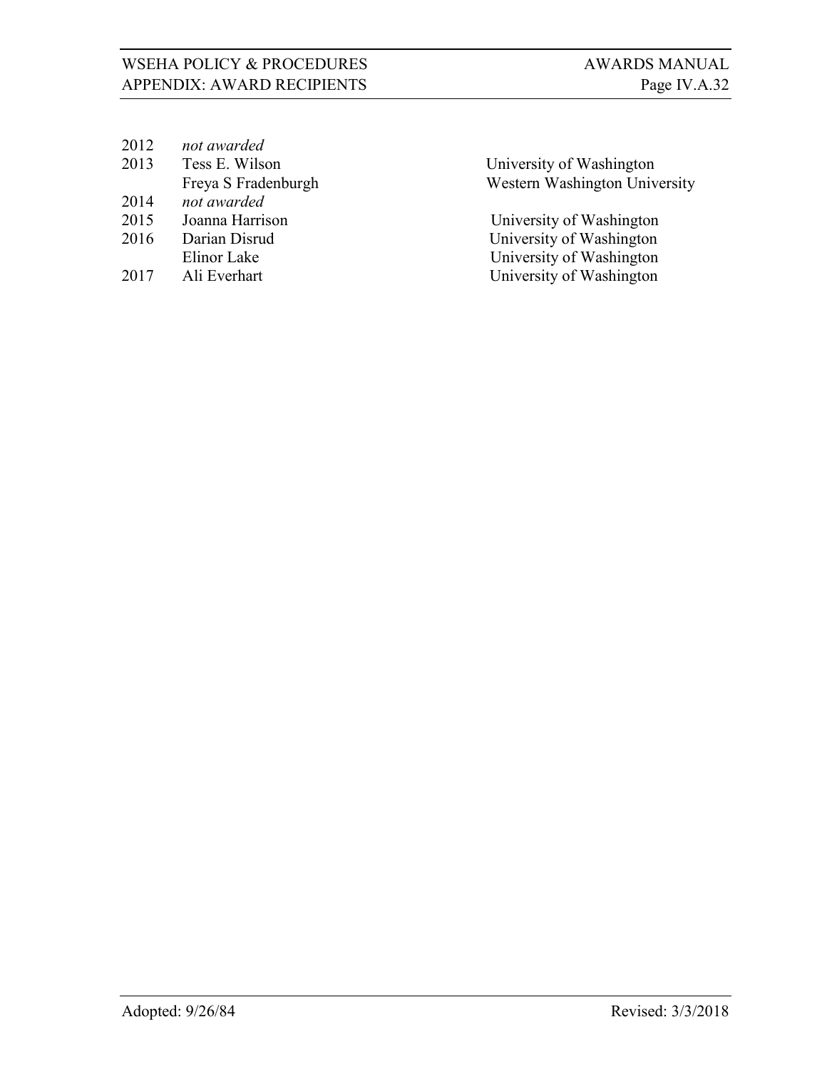| | | |
|---|---|---|
| 2012 | *not awarded* | |
| 2013 | Tess E. Wilson | University of Washington |
| | Freya S Fradenburgh | Western Washington University |
| 2014 | *not awarded* | |
| 2015 | Joanna Harrison | University of Washington |
| 2016 | Darian Disrud | University of Washington |
| | Elinor Lake | University of Washington |
| 2017 | Ali Everhart | University of Washington |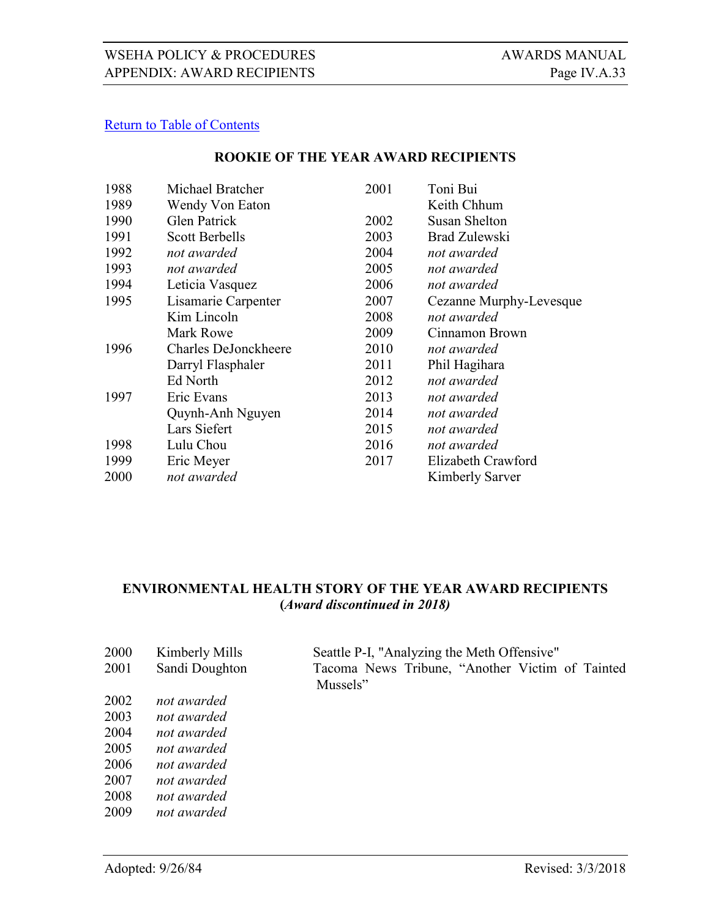[Return to Table of Contents](#)

## ROOKIE OF THE YEAR AWARD RECIPIENTS

| Year | Recipient |
|---|---|
| 1988 | Michael Bratcher |
| 1989 | Wendy Von Eaton |
| 1990 | Glen Patrick |
| 1991 | Scott Berbells |
| 1992 | *not awarded* |
| 1993 | *not awarded* |
| 1994 | Leticia Vasquez |
| 1995 | Lisamarie Carpenter |
| | Kim Lincoln |
| | Mark Rowe |
| 1996 | Charles DeJonckheere |
| | Darryl Flasphaler |
| | Ed North |
| 1997 | Eric Evans |
| | Quynh-Anh Nguyen |
| | Lars Siefert |
| 1998 | Lulu Chou |
| 1999 | Eric Meyer |
| 2000 | *not awarded* |
| 2001 | Toni Bui |
| | Keith Chhum |
| 2002 | Susan Shelton |
| 2003 | Brad Zulewski |
| 2004 | *not awarded* |
| 2005 | *not awarded* |
| 2006 | *not awarded* |
| 2007 | Cezanne Murphy-Levesque |
| 2008 | *not awarded* |
| 2009 | Cinnamon Brown |
| 2010 | *not awarded* |
| 2011 | Phil Hagihara |
| 2012 | *not awarded* |
| 2013 | *not awarded* |
| 2014 | *not awarded* |
| 2015 | *not awarded* |
| 2016 | *not awarded* |
| 2017 | Elizabeth Crawford |
| | Kimberly Sarver |

## ENVIRONMENTAL HEALTH STORY OF THE YEAR AWARD RECIPIENTS
**(*Award discontinued in 2018)***

| Year | Recipient | Story |
|---|---|---|
| 2000 | Kimberly Mills | Seattle P-I, "Analyzing the Meth Offensive" |
| 2001 | Sandi Doughton | Tacoma News Tribune, "Another Victim of Tainted Mussels" |
| 2002 | *not awarded* | |
| 2003 | *not awarded* | |
| 2004 | *not awarded* | |
| 2005 | *not awarded* | |
| 2006 | *not awarded* | |
| 2007 | *not awarded* | |
| 2008 | *not awarded* | |
| 2009 | *not awarded* | |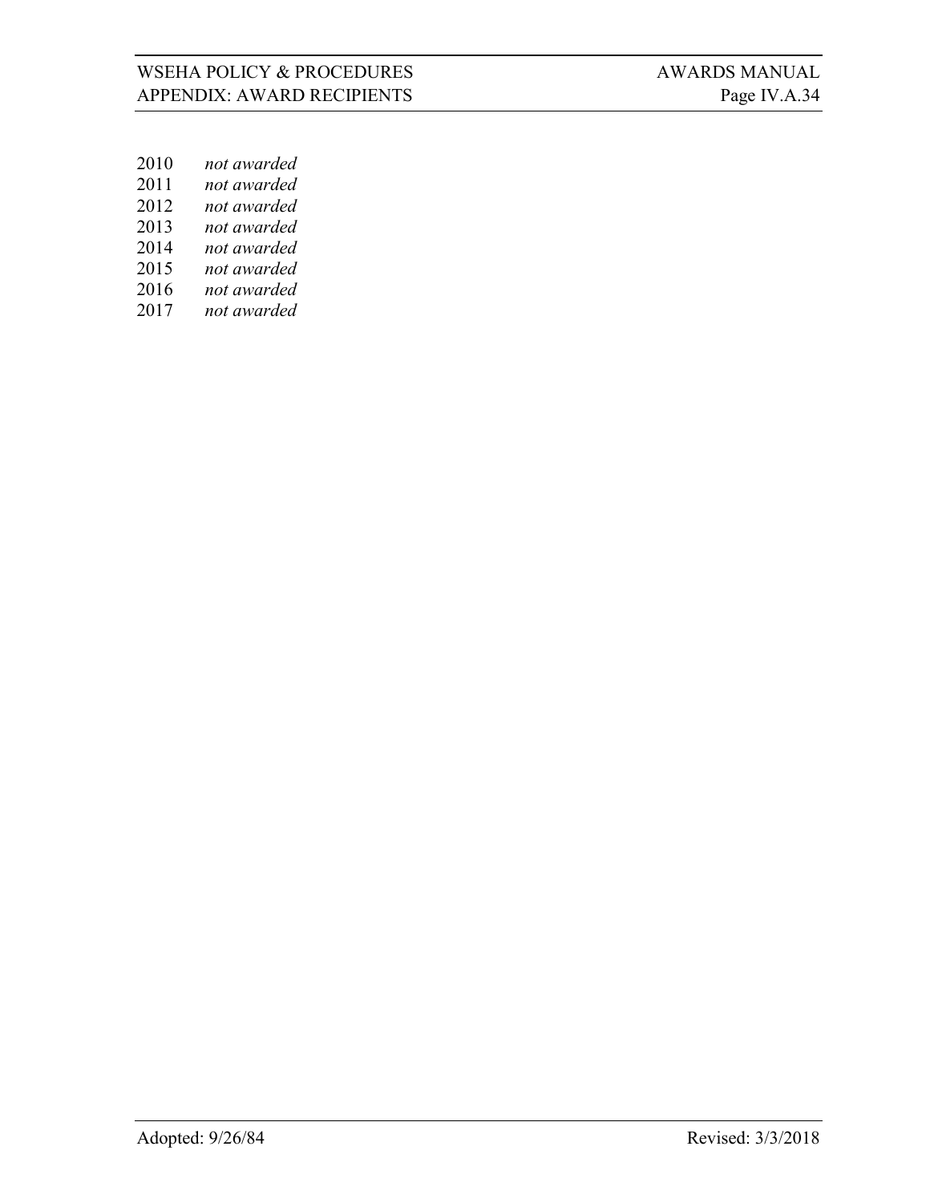2010 *not awarded*
2011 *not awarded*
2012 *not awarded*
2013 *not awarded*
2014 *not awarded*
2015 *not awarded*
2016 *not awarded*
2017 *not awarded*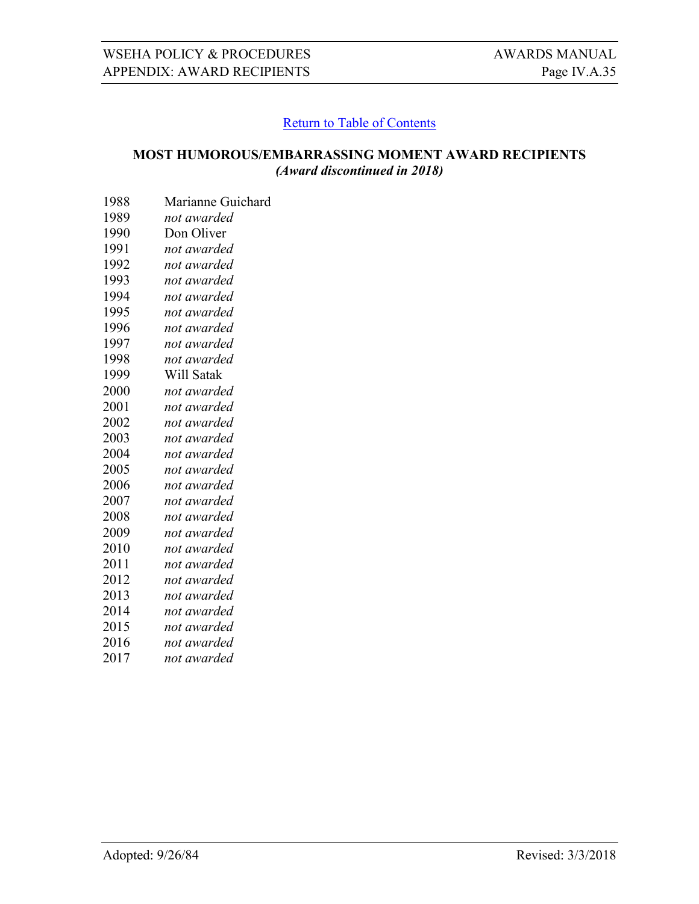[Return to Table of Contents]

## MOST HUMOROUS/EMBARRASSING MOMENT AWARD RECIPIENTS

***(Award discontinued in 2018)***

| | |
|---|---|
| 1988 | Marianne Guichard |
| 1989 | *not awarded* |
| 1990 | Don Oliver |
| 1991 | *not awarded* |
| 1992 | *not awarded* |
| 1993 | *not awarded* |
| 1994 | *not awarded* |
| 1995 | *not awarded* |
| 1996 | *not awarded* |
| 1997 | *not awarded* |
| 1998 | *not awarded* |
| 1999 | Will Satak |
| 2000 | *not awarded* |
| 2001 | *not awarded* |
| 2002 | *not awarded* |
| 2003 | *not awarded* |
| 2004 | *not awarded* |
| 2005 | *not awarded* |
| 2006 | *not awarded* |
| 2007 | *not awarded* |
| 2008 | *not awarded* |
| 2009 | *not awarded* |
| 2010 | *not awarded* |
| 2011 | *not awarded* |
| 2012 | *not awarded* |
| 2013 | *not awarded* |
| 2014 | *not awarded* |
| 2015 | *not awarded* |
| 2016 | *not awarded* |
| 2017 | *not awarded* |